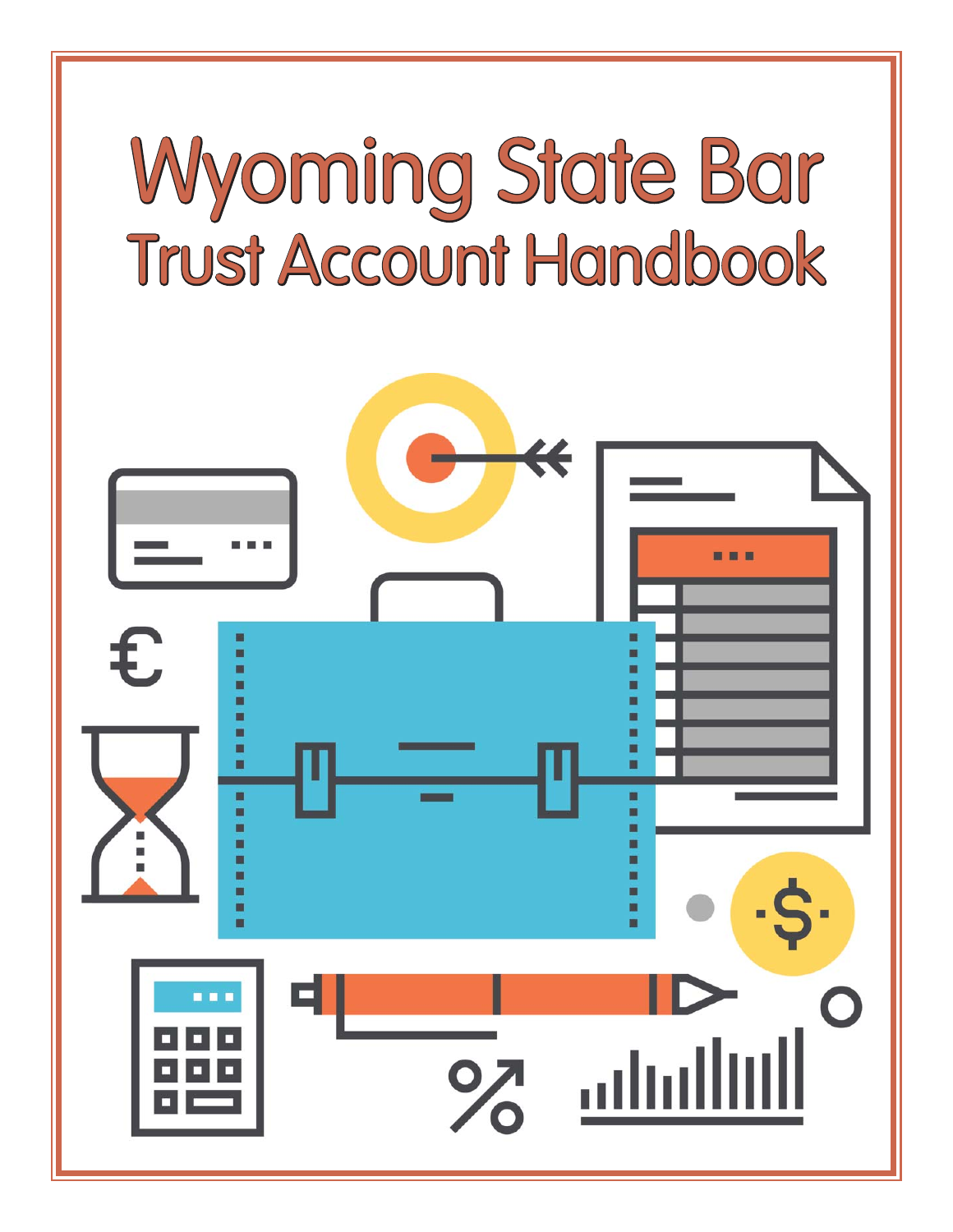# Wyoming State Bar

## Trust Account Handbook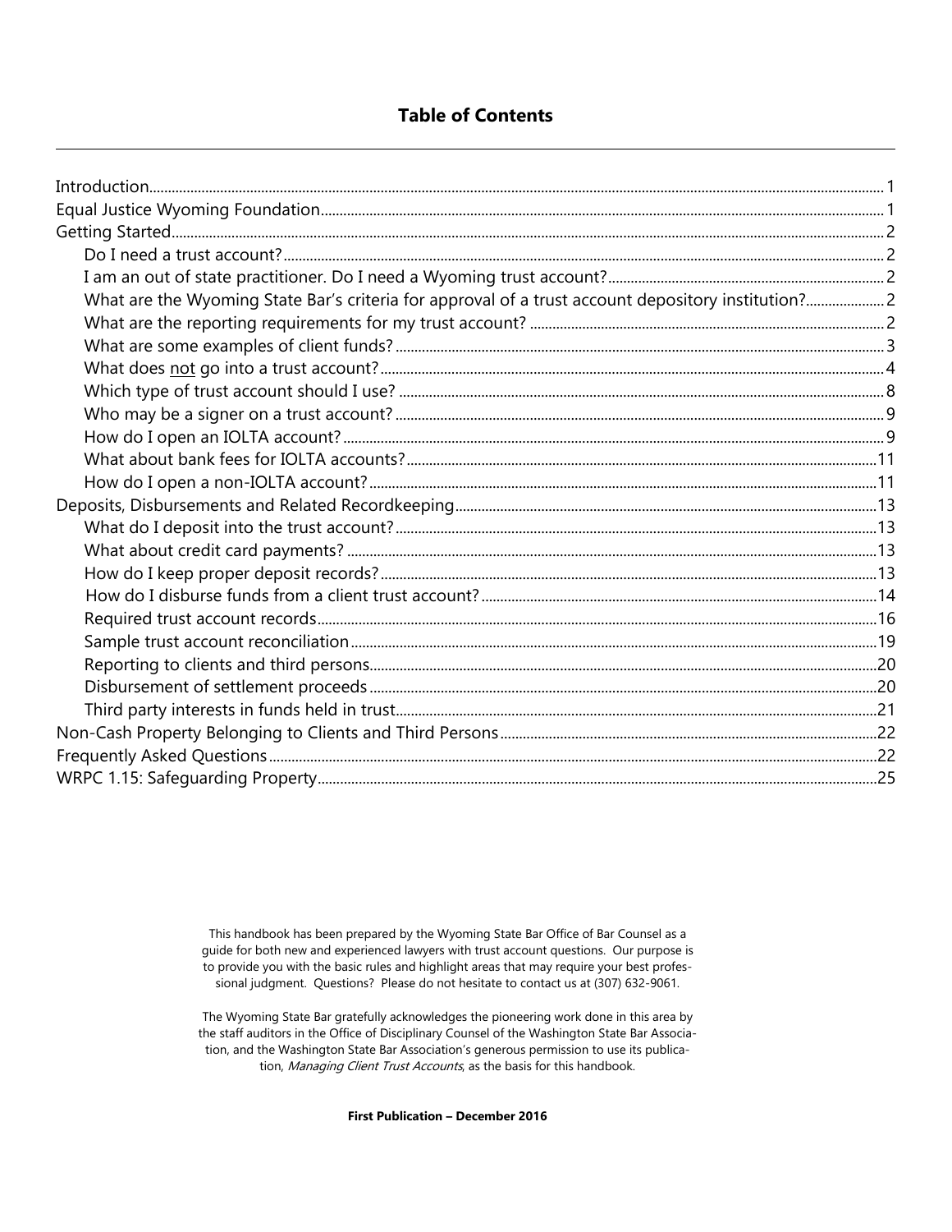# Table of Contents

- Introduction ... 1
- Equal Justice Wyoming Foundation ... 1
- Getting Started ... 2
  - Do I need a trust account? ... 2
  - I am an out of state practitioner. Do I need a Wyoming trust account? ... 2
  - What are the Wyoming State Bar's criteria for approval of a trust account depository institution? ... 2
  - What are the reporting requirements for my trust account? ... 2
  - What are some examples of client funds? ... 3
  - What does not go into a trust account? ... 4
  - Which type of trust account should I use? ... 8
  - Who may be a signer on a trust account? ... 9
  - How do I open an IOLTA account? ... 9
  - What about bank fees for IOLTA accounts? ... 11
  - How do I open a non-IOLTA account? ... 11
- Deposits, Disbursements and Related Recordkeeping ... 13
  - What do I deposit into the trust account? ... 13
  - What about credit card payments? ... 13
  - How do I keep proper deposit records? ... 13
  - How do I disburse funds from a client trust account? ... 14
  - Required trust account records ... 16
  - Sample trust account reconciliation ... 19
  - Reporting to clients and third persons ... 20
  - Disbursement of settlement proceeds ... 20
  - Third party interests in funds held in trust ... 21
- Non-Cash Property Belonging to Clients and Third Persons ... 22
- Frequently Asked Questions ... 22
- WRPC 1.15: Safeguarding Property ... 25

This handbook has been prepared by the Wyoming State Bar Office of Bar Counsel as a guide for both new and experienced lawyers with trust account questions. Our purpose is to provide you with the basic rules and highlight areas that may require your best professional judgment. Questions? Please do not hesitate to contact us at (307) 632-9061.

The Wyoming State Bar gratefully acknowledges the pioneering work done in this area by the staff auditors in the Office of Disciplinary Counsel of the Washington State Bar Association, and the Washington State Bar Association's generous permission to use its publication, *Managing Client Trust Accounts*, as the basis for this handbook.

**First Publication – December 2016**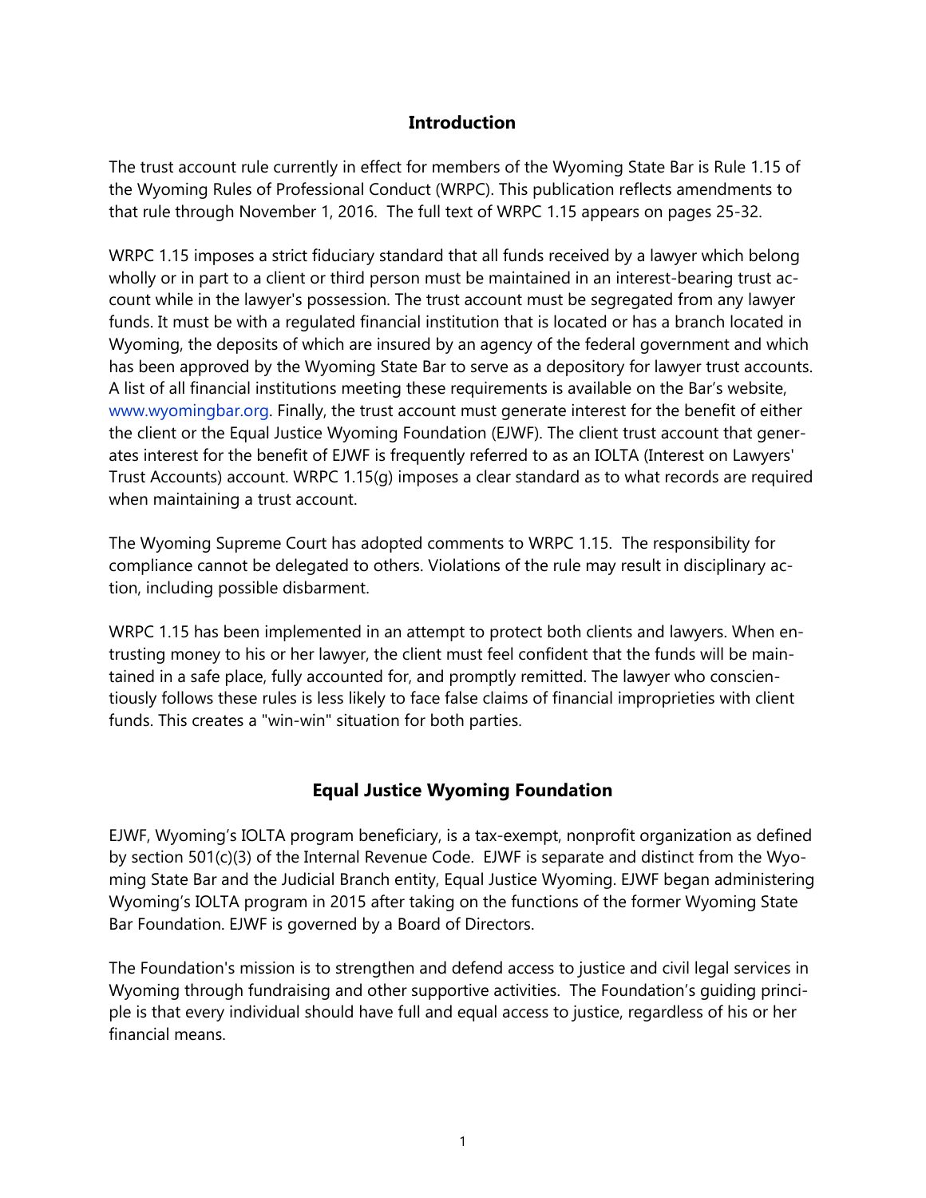## Introduction

The trust account rule currently in effect for members of the Wyoming State Bar is Rule 1.15 of the Wyoming Rules of Professional Conduct (WRPC). This publication reflects amendments to that rule through November 1, 2016. The full text of WRPC 1.15 appears on pages 25-32.

WRPC 1.15 imposes a strict fiduciary standard that all funds received by a lawyer which belong wholly or in part to a client or third person must be maintained in an interest-bearing trust account while in the lawyer's possession. The trust account must be segregated from any lawyer funds. It must be with a regulated financial institution that is located or has a branch located in Wyoming, the deposits of which are insured by an agency of the federal government and which has been approved by the Wyoming State Bar to serve as a depository for lawyer trust accounts. A list of all financial institutions meeting these requirements is available on the Bar's website, www.wyomingbar.org. Finally, the trust account must generate interest for the benefit of either the client or the Equal Justice Wyoming Foundation (EJWF). The client trust account that generates interest for the benefit of EJWF is frequently referred to as an IOLTA (Interest on Lawyers' Trust Accounts) account. WRPC 1.15(g) imposes a clear standard as to what records are required when maintaining a trust account.

The Wyoming Supreme Court has adopted comments to WRPC 1.15. The responsibility for compliance cannot be delegated to others. Violations of the rule may result in disciplinary action, including possible disbarment.

WRPC 1.15 has been implemented in an attempt to protect both clients and lawyers. When entrusting money to his or her lawyer, the client must feel confident that the funds will be maintained in a safe place, fully accounted for, and promptly remitted. The lawyer who conscientiously follows these rules is less likely to face false claims of financial improprieties with client funds. This creates a "win-win" situation for both parties.

## Equal Justice Wyoming Foundation

EJWF, Wyoming's IOLTA program beneficiary, is a tax-exempt, nonprofit organization as defined by section 501(c)(3) of the Internal Revenue Code. EJWF is separate and distinct from the Wyoming State Bar and the Judicial Branch entity, Equal Justice Wyoming. EJWF began administering Wyoming's IOLTA program in 2015 after taking on the functions of the former Wyoming State Bar Foundation. EJWF is governed by a Board of Directors.

The Foundation's mission is to strengthen and defend access to justice and civil legal services in Wyoming through fundraising and other supportive activities. The Foundation's guiding principle is that every individual should have full and equal access to justice, regardless of his or her financial means.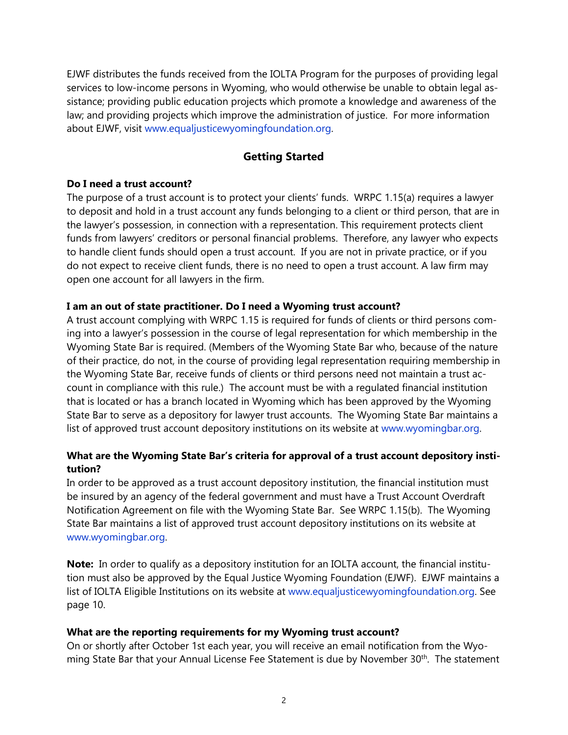EJWF distributes the funds received from the IOLTA Program for the purposes of providing legal services to low-income persons in Wyoming, who would otherwise be unable to obtain legal assistance; providing public education projects which promote a knowledge and awareness of the law; and providing projects which improve the administration of justice. For more information about EJWF, visit www.equaljusticewyomingfoundation.org.

## Getting Started

**Do I need a trust account?**

The purpose of a trust account is to protect your clients' funds. WRPC 1.15(a) requires a lawyer to deposit and hold in a trust account any funds belonging to a client or third person, that are in the lawyer's possession, in connection with a representation. This requirement protects client funds from lawyers' creditors or personal financial problems. Therefore, any lawyer who expects to handle client funds should open a trust account. If you are not in private practice, or if you do not expect to receive client funds, there is no need to open a trust account. A law firm may open one account for all lawyers in the firm.

**I am an out of state practitioner. Do I need a Wyoming trust account?**

A trust account complying with WRPC 1.15 is required for funds of clients or third persons coming into a lawyer's possession in the course of legal representation for which membership in the Wyoming State Bar is required. (Members of the Wyoming State Bar who, because of the nature of their practice, do not, in the course of providing legal representation requiring membership in the Wyoming State Bar, receive funds of clients or third persons need not maintain a trust account in compliance with this rule.) The account must be with a regulated financial institution that is located or has a branch located in Wyoming which has been approved by the Wyoming State Bar to serve as a depository for lawyer trust accounts. The Wyoming State Bar maintains a list of approved trust account depository institutions on its website at www.wyomingbar.org.

**What are the Wyoming State Bar's criteria for approval of a trust account depository institution?**

In order to be approved as a trust account depository institution, the financial institution must be insured by an agency of the federal government and must have a Trust Account Overdraft Notification Agreement on file with the Wyoming State Bar. See WRPC 1.15(b). The Wyoming State Bar maintains a list of approved trust account depository institutions on its website at www.wyomingbar.org.

**Note:** In order to qualify as a depository institution for an IOLTA account, the financial institution must also be approved by the Equal Justice Wyoming Foundation (EJWF). EJWF maintains a list of IOLTA Eligible Institutions on its website at www.equaljusticewyomingfoundation.org. See page 10.

**What are the reporting requirements for my Wyoming trust account?**

On or shortly after October 1st each year, you will receive an email notification from the Wyoming State Bar that your Annual License Fee Statement is due by November 30th. The statement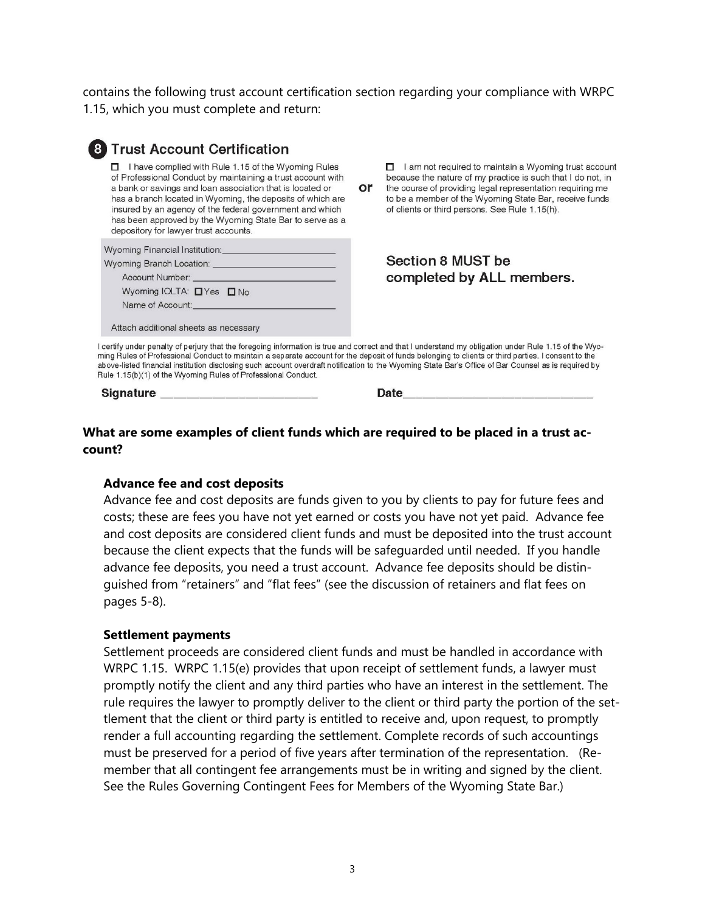contains the following trust account certification section regarding your compliance with WRPC 1.15, which you must complete and return:

**8 Trust Account Certification**

☐ I have complied with Rule 1.15 of the Wyoming Rules of Professional Conduct by maintaining a trust account with a bank or savings and loan association that is located or has a branch located in Wyoming, the deposits of which are insured by an agency of the federal government and which has been approved by the Wyoming State Bar to serve as a depository for lawyer trust accounts.

Wyoming Financial Institution: ____________________

Wyoming Branch Location: ____________________

Account Number: ____________________

Wyoming IOLTA: ☐ Yes ☐ No

Name of Account: ____________________

Attach additional sheets as necessary

**or**

☐ I am not required to maintain a Wyoming trust account because the nature of my practice is such that I do not, in the course of providing legal representation requiring me to be a member of the Wyoming State Bar, receive funds of clients or third persons. See Rule 1.15(h).

**Section 8 MUST be completed by ALL members.**

I certify under penalty of perjury that the foregoing information is true and correct and that I understand my obligation under Rule 1.15 of the Wyoming Rules of Professional Conduct to maintain a separate account for the deposit of funds belonging to clients or third parties. I consent to the above-listed financial institution disclosing such account overdraft notification to the Wyoming State Bar's Office of Bar Counsel as is required by Rule 1.15(b)(1) of the Wyoming Rules of Professional Conduct.

**Signature** ____________________ **Date** ____________________

**What are some examples of client funds which are required to be placed in a trust account?**

**Advance fee and cost deposits**

Advance fee and cost deposits are funds given to you by clients to pay for future fees and costs; these are fees you have not yet earned or costs you have not yet paid. Advance fee and cost deposits are considered client funds and must be deposited into the trust account because the client expects that the funds will be safeguarded until needed. If you handle advance fee deposits, you need a trust account. Advance fee deposits should be distinguished from "retainers" and "flat fees" (see the discussion of retainers and flat fees on pages 5-8).

**Settlement payments**

Settlement proceeds are considered client funds and must be handled in accordance with WRPC 1.15. WRPC 1.15(e) provides that upon receipt of settlement funds, a lawyer must promptly notify the client and any third parties who have an interest in the settlement. The rule requires the lawyer to promptly deliver to the client or third party the portion of the settlement that the client or third party is entitled to receive and, upon request, to promptly render a full accounting regarding the settlement. Complete records of such accountings must be preserved for a period of five years after termination of the representation. (Remember that all contingent fee arrangements must be in writing and signed by the client. See the Rules Governing Contingent Fees for Members of the Wyoming State Bar.)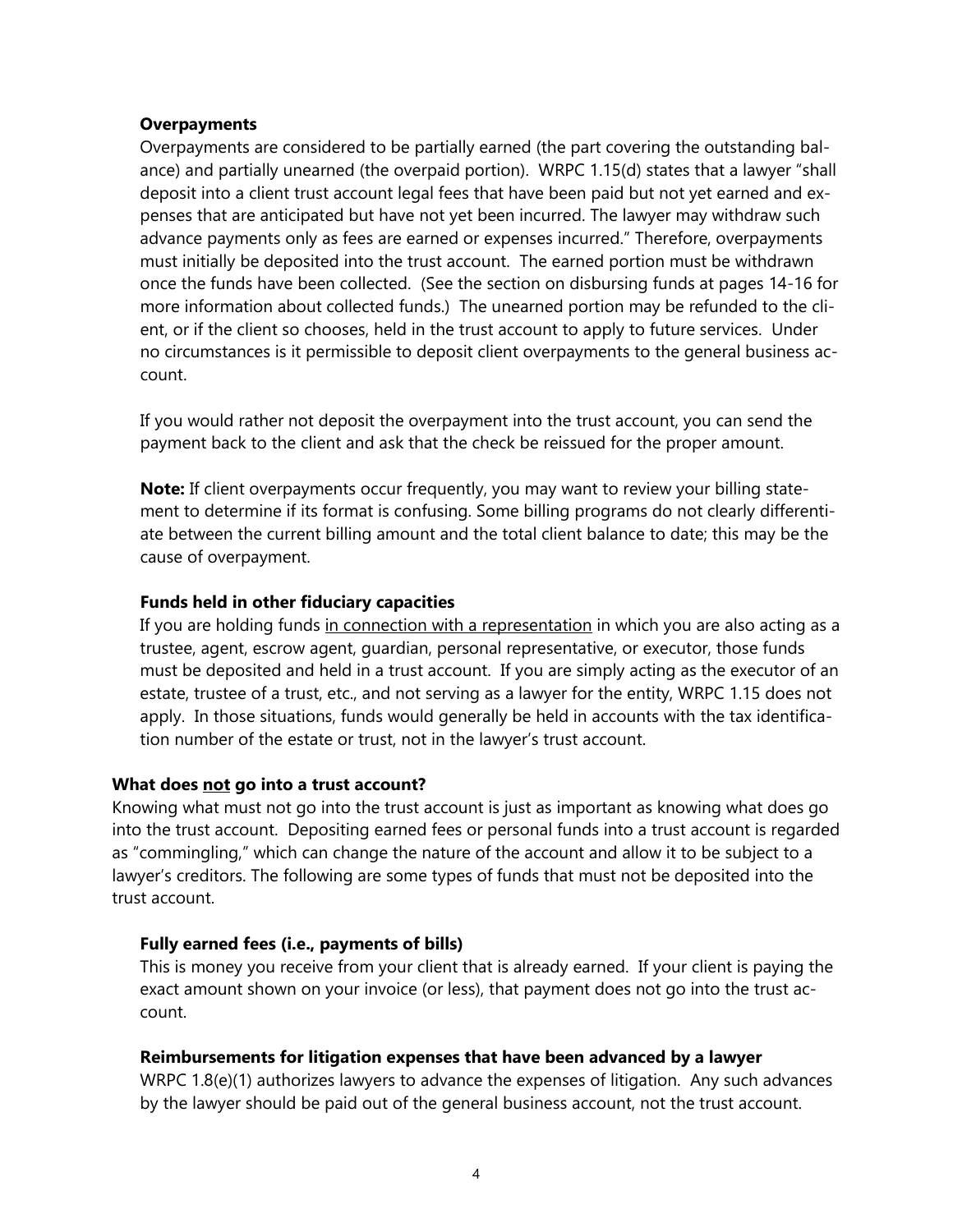### Overpayments

Overpayments are considered to be partially earned (the part covering the outstanding balance) and partially unearned (the overpaid portion). WRPC 1.15(d) states that a lawyer "shall deposit into a client trust account legal fees that have been paid but not yet earned and expenses that are anticipated but have not yet been incurred. The lawyer may withdraw such advance payments only as fees are earned or expenses incurred." Therefore, overpayments must initially be deposited into the trust account. The earned portion must be withdrawn once the funds have been collected. (See the section on disbursing funds at pages 14-16 for more information about collected funds.) The unearned portion may be refunded to the client, or if the client so chooses, held in the trust account to apply to future services. Under no circumstances is it permissible to deposit client overpayments to the general business account.

If you would rather not deposit the overpayment into the trust account, you can send the payment back to the client and ask that the check be reissued for the proper amount.

**Note:** If client overpayments occur frequently, you may want to review your billing statement to determine if its format is confusing. Some billing programs do not clearly differentiate between the current billing amount and the total client balance to date; this may be the cause of overpayment.

### Funds held in other fiduciary capacities

If you are holding funds in connection with a representation in which you are also acting as a trustee, agent, escrow agent, guardian, personal representative, or executor, those funds must be deposited and held in a trust account. If you are simply acting as the executor of an estate, trustee of a trust, etc., and not serving as a lawyer for the entity, WRPC 1.15 does not apply. In those situations, funds would generally be held in accounts with the tax identification number of the estate or trust, not in the lawyer's trust account.

## What does **not** go into a trust account?

Knowing what must not go into the trust account is just as important as knowing what does go into the trust account. Depositing earned fees or personal funds into a trust account is regarded as "commingling," which can change the nature of the account and allow it to be subject to a lawyer's creditors. The following are some types of funds that must not be deposited into the trust account.

### Fully earned fees (i.e., payments of bills)

This is money you receive from your client that is already earned. If your client is paying the exact amount shown on your invoice (or less), that payment does not go into the trust account.

### Reimbursements for litigation expenses that have been advanced by a lawyer

WRPC 1.8(e)(1) authorizes lawyers to advance the expenses of litigation. Any such advances by the lawyer should be paid out of the general business account, not the trust account.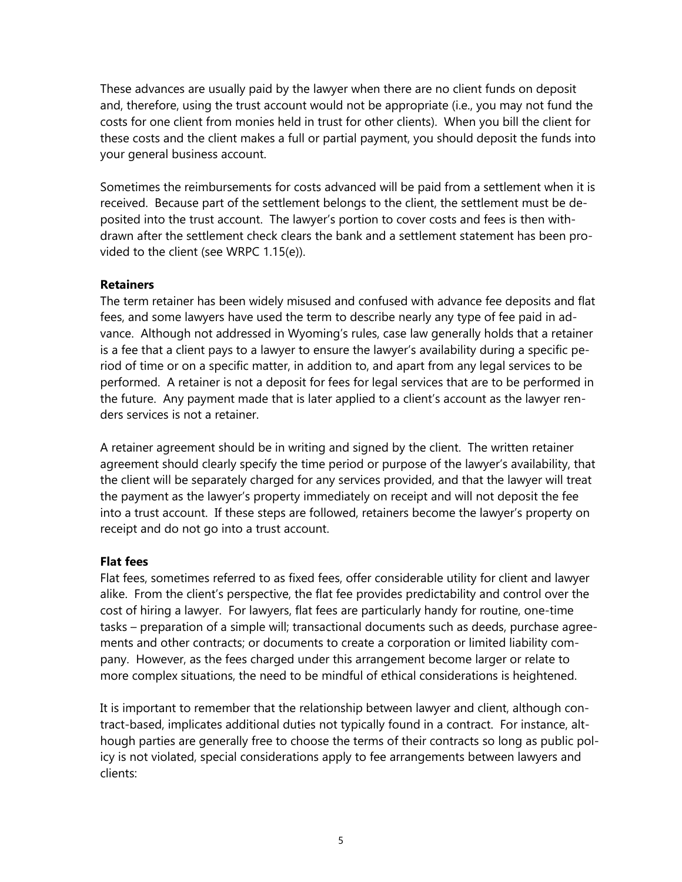These advances are usually paid by the lawyer when there are no client funds on deposit and, therefore, using the trust account would not be appropriate (i.e., you may not fund the costs for one client from monies held in trust for other clients). When you bill the client for these costs and the client makes a full or partial payment, you should deposit the funds into your general business account.

Sometimes the reimbursements for costs advanced will be paid from a settlement when it is received. Because part of the settlement belongs to the client, the settlement must be deposited into the trust account. The lawyer's portion to cover costs and fees is then withdrawn after the settlement check clears the bank and a settlement statement has been provided to the client (see WRPC 1.15(e)).

**Retainers**

The term retainer has been widely misused and confused with advance fee deposits and flat fees, and some lawyers have used the term to describe nearly any type of fee paid in advance. Although not addressed in Wyoming's rules, case law generally holds that a retainer is a fee that a client pays to a lawyer to ensure the lawyer's availability during a specific period of time or on a specific matter, in addition to, and apart from any legal services to be performed. A retainer is not a deposit for fees for legal services that are to be performed in the future. Any payment made that is later applied to a client's account as the lawyer renders services is not a retainer.

A retainer agreement should be in writing and signed by the client. The written retainer agreement should clearly specify the time period or purpose of the lawyer's availability, that the client will be separately charged for any services provided, and that the lawyer will treat the payment as the lawyer's property immediately on receipt and will not deposit the fee into a trust account. If these steps are followed, retainers become the lawyer's property on receipt and do not go into a trust account.

**Flat fees**

Flat fees, sometimes referred to as fixed fees, offer considerable utility for client and lawyer alike. From the client's perspective, the flat fee provides predictability and control over the cost of hiring a lawyer. For lawyers, flat fees are particularly handy for routine, one-time tasks – preparation of a simple will; transactional documents such as deeds, purchase agreements and other contracts; or documents to create a corporation or limited liability company. However, as the fees charged under this arrangement become larger or relate to more complex situations, the need to be mindful of ethical considerations is heightened.

It is important to remember that the relationship between lawyer and client, although contract-based, implicates additional duties not typically found in a contract. For instance, although parties are generally free to choose the terms of their contracts so long as public policy is not violated, special considerations apply to fee arrangements between lawyers and clients: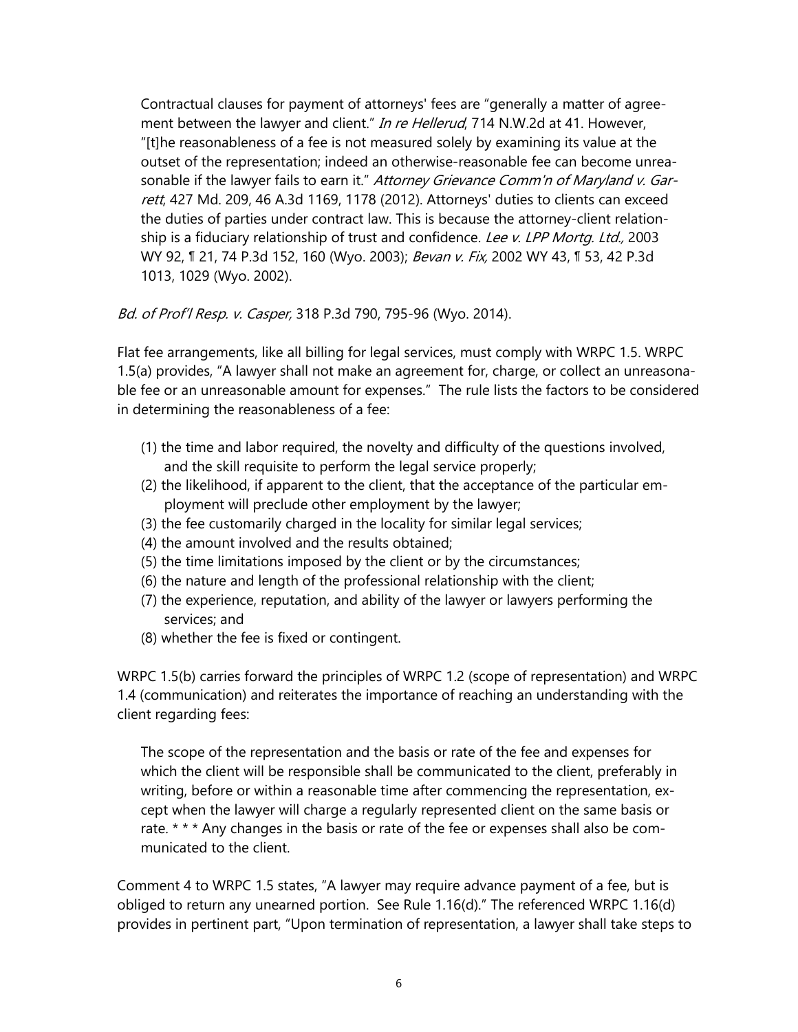> Contractual clauses for payment of attorneys' fees are "generally a matter of agreement between the lawyer and client." *In re Hellerud*, 714 N.W.2d at 41. However, "[t]he reasonableness of a fee is not measured solely by examining its value at the outset of the representation; indeed an otherwise-reasonable fee can become unreasonable if the lawyer fails to earn it." *Attorney Grievance Comm'n of Maryland v. Garrett*, 427 Md. 209, 46 A.3d 1169, 1178 (2012). Attorneys' duties to clients can exceed the duties of parties under contract law. This is because the attorney-client relationship is a fiduciary relationship of trust and confidence. *Lee v. LPP Mortg. Ltd.,* 2003 WY 92, ¶ 21, 74 P.3d 152, 160 (Wyo. 2003); *Bevan v. Fix,* 2002 WY 43, ¶ 53, 42 P.3d 1013, 1029 (Wyo. 2002).

*Bd. of Prof'l Resp. v. Casper,* 318 P.3d 790, 795-96 (Wyo. 2014).

Flat fee arrangements, like all billing for legal services, must comply with WRPC 1.5. WRPC 1.5(a) provides, "A lawyer shall not make an agreement for, charge, or collect an unreasonable fee or an unreasonable amount for expenses." The rule lists the factors to be considered in determining the reasonableness of a fee:

(1) the time and labor required, the novelty and difficulty of the questions involved, and the skill requisite to perform the legal service properly;
(2) the likelihood, if apparent to the client, that the acceptance of the particular employment will preclude other employment by the lawyer;
(3) the fee customarily charged in the locality for similar legal services;
(4) the amount involved and the results obtained;
(5) the time limitations imposed by the client or by the circumstances;
(6) the nature and length of the professional relationship with the client;
(7) the experience, reputation, and ability of the lawyer or lawyers performing the services; and
(8) whether the fee is fixed or contingent.

WRPC 1.5(b) carries forward the principles of WRPC 1.2 (scope of representation) and WRPC 1.4 (communication) and reiterates the importance of reaching an understanding with the client regarding fees:

> The scope of the representation and the basis or rate of the fee and expenses for which the client will be responsible shall be communicated to the client, preferably in writing, before or within a reasonable time after commencing the representation, except when the lawyer will charge a regularly represented client on the same basis or rate. * * * Any changes in the basis or rate of the fee or expenses shall also be communicated to the client.

Comment 4 to WRPC 1.5 states, "A lawyer may require advance payment of a fee, but is obliged to return any unearned portion. See Rule 1.16(d)." The referenced WRPC 1.16(d) provides in pertinent part, "Upon termination of representation, a lawyer shall take steps to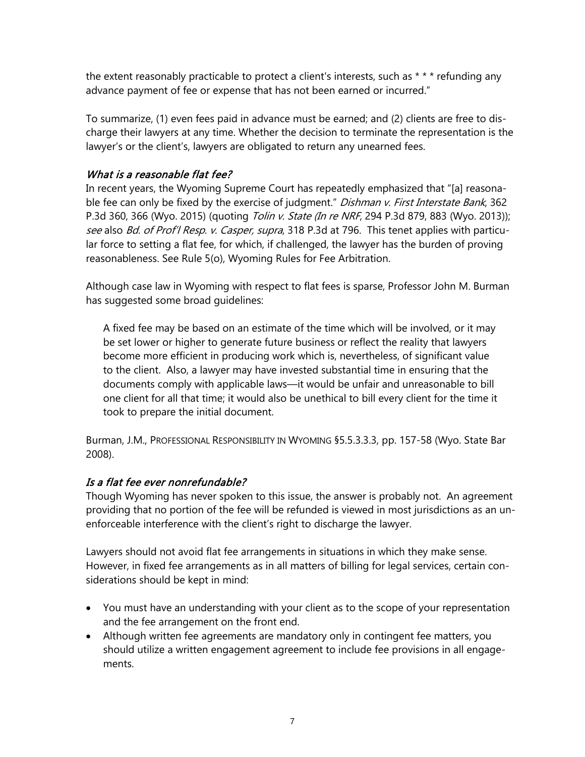the extent reasonably practicable to protect a client's interests, such as * * * refunding any advance payment of fee or expense that has not been earned or incurred."

To summarize, (1) even fees paid in advance must be earned; and (2) clients are free to discharge their lawyers at any time. Whether the decision to terminate the representation is the lawyer's or the client's, lawyers are obligated to return any unearned fees.

### *What is a reasonable flat fee?*

In recent years, the Wyoming Supreme Court has repeatedly emphasized that "[a] reasonable fee can only be fixed by the exercise of judgment." *Dishman v. First Interstate Bank*, 362 P.3d 360, 366 (Wyo. 2015) (quoting *Tolin v. State (In re NRF*, 294 P.3d 879, 883 (Wyo. 2013)); *see* also *Bd. of Prof'l Resp. v. Casper, supra*, 318 P.3d at 796. This tenet applies with particular force to setting a flat fee, for which, if challenged, the lawyer has the burden of proving reasonableness. See Rule 5(o), Wyoming Rules for Fee Arbitration.

Although case law in Wyoming with respect to flat fees is sparse, Professor John M. Burman has suggested some broad guidelines:

> A fixed fee may be based on an estimate of the time which will be involved, or it may be set lower or higher to generate future business or reflect the reality that lawyers become more efficient in producing work which is, nevertheless, of significant value to the client. Also, a lawyer may have invested substantial time in ensuring that the documents comply with applicable laws—it would be unfair and unreasonable to bill one client for all that time; it would also be unethical to bill every client for the time it took to prepare the initial document.

Burman, J.M., PROFESSIONAL RESPONSIBILITY IN WYOMING §5.5.3.3.3, pp. 157-58 (Wyo. State Bar 2008).

### *Is a flat fee ever nonrefundable?*

Though Wyoming has never spoken to this issue, the answer is probably not. An agreement providing that no portion of the fee will be refunded is viewed in most jurisdictions as an unenforceable interference with the client's right to discharge the lawyer.

Lawyers should not avoid flat fee arrangements in situations in which they make sense. However, in fixed fee arrangements as in all matters of billing for legal services, certain considerations should be kept in mind:

- You must have an understanding with your client as to the scope of your representation and the fee arrangement on the front end.
- Although written fee agreements are mandatory only in contingent fee matters, you should utilize a written engagement agreement to include fee provisions in all engagements.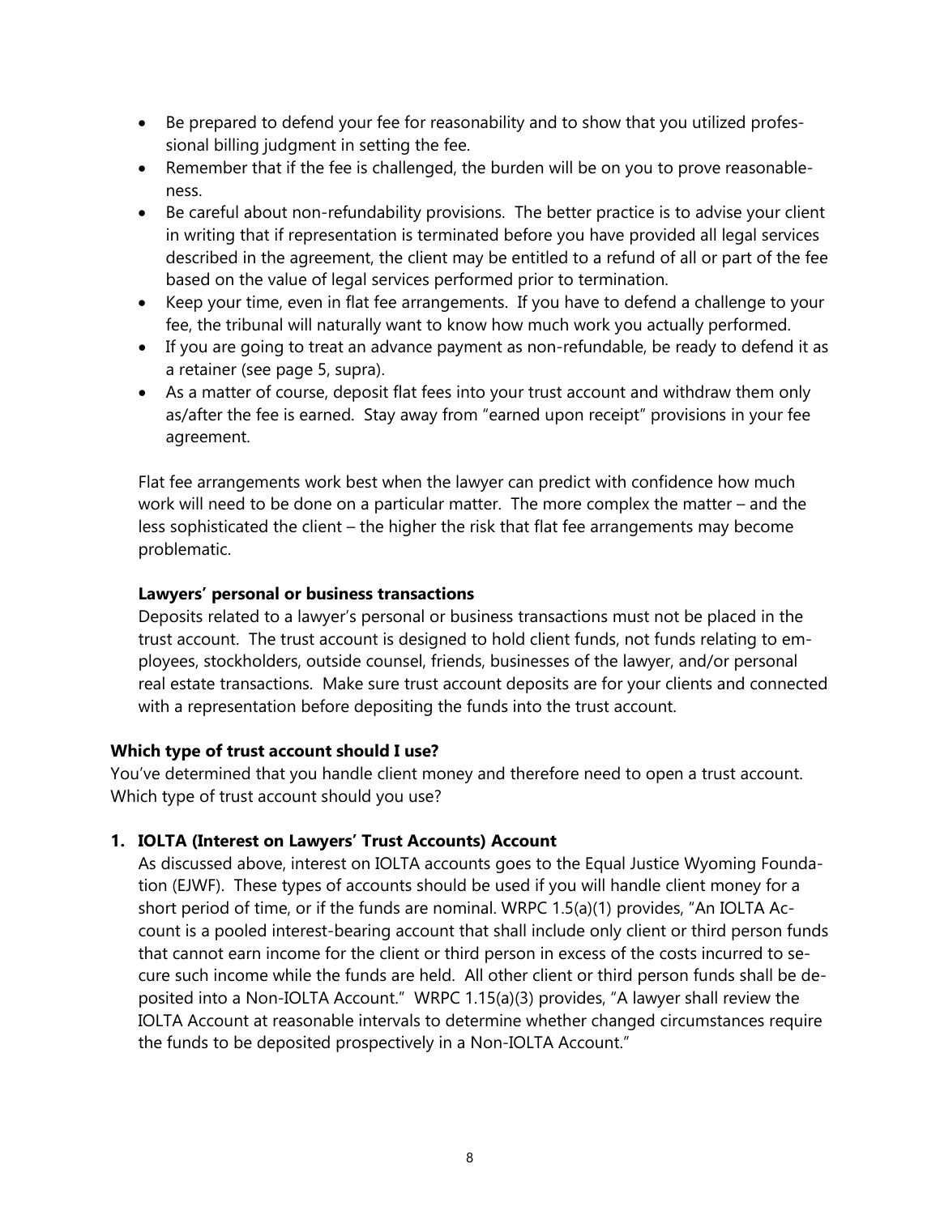- Be prepared to defend your fee for reasonability and to show that you utilized professional billing judgment in setting the fee.
- Remember that if the fee is challenged, the burden will be on you to prove reasonableness.
- Be careful about non-refundability provisions. The better practice is to advise your client in writing that if representation is terminated before you have provided all legal services described in the agreement, the client may be entitled to a refund of all or part of the fee based on the value of legal services performed prior to termination.
- Keep your time, even in flat fee arrangements. If you have to defend a challenge to your fee, the tribunal will naturally want to know how much work you actually performed.
- If you are going to treat an advance payment as non-refundable, be ready to defend it as a retainer (see page 5, supra).
- As a matter of course, deposit flat fees into your trust account and withdraw them only as/after the fee is earned. Stay away from "earned upon receipt" provisions in your fee agreement.

Flat fee arrangements work best when the lawyer can predict with confidence how much work will need to be done on a particular matter. The more complex the matter – and the less sophisticated the client – the higher the risk that flat fee arrangements may become problematic.

**Lawyers' personal or business transactions**

Deposits related to a lawyer's personal or business transactions must not be placed in the trust account. The trust account is designed to hold client funds, not funds relating to employees, stockholders, outside counsel, friends, businesses of the lawyer, and/or personal real estate transactions. Make sure trust account deposits are for your clients and connected with a representation before depositing the funds into the trust account.

### Which type of trust account should I use?

You've determined that you handle client money and therefore need to open a trust account. Which type of trust account should you use?

#### 1. IOLTA (Interest on Lawyers' Trust Accounts) Account

As discussed above, interest on IOLTA accounts goes to the Equal Justice Wyoming Foundation (EJWF). These types of accounts should be used if you will handle client money for a short period of time, or if the funds are nominal. WRPC 1.5(a)(1) provides, "An IOLTA Account is a pooled interest-bearing account that shall include only client or third person funds that cannot earn income for the client or third person in excess of the costs incurred to secure such income while the funds are held. All other client or third person funds shall be deposited into a Non-IOLTA Account." WRPC 1.15(a)(3) provides, "A lawyer shall review the IOLTA Account at reasonable intervals to determine whether changed circumstances require the funds to be deposited prospectively in a Non-IOLTA Account."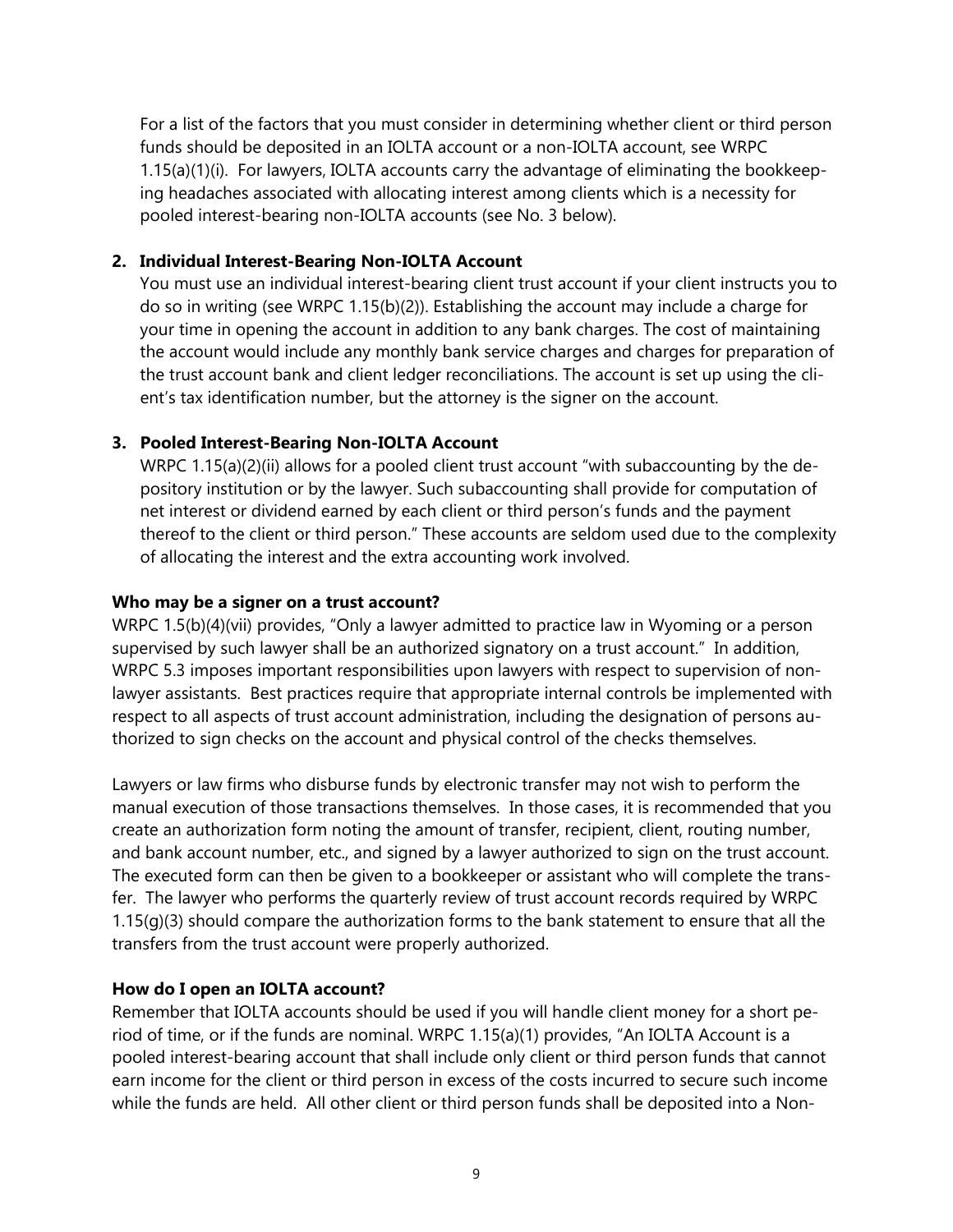For a list of the factors that you must consider in determining whether client or third person funds should be deposited in an IOLTA account or a non-IOLTA account, see WRPC 1.15(a)(1)(i). For lawyers, IOLTA accounts carry the advantage of eliminating the bookkeeping headaches associated with allocating interest among clients which is a necessity for pooled interest-bearing non-IOLTA accounts (see No. 3 below).

2. **Individual Interest-Bearing Non-IOLTA Account**
   You must use an individual interest-bearing client trust account if your client instructs you to do so in writing (see WRPC 1.15(b)(2)). Establishing the account may include a charge for your time in opening the account in addition to any bank charges. The cost of maintaining the account would include any monthly bank service charges and charges for preparation of the trust account bank and client ledger reconciliations. The account is set up using the client's tax identification number, but the attorney is the signer on the account.

3. **Pooled Interest-Bearing Non-IOLTA Account**
   WRPC 1.15(a)(2)(ii) allows for a pooled client trust account "with subaccounting by the depository institution or by the lawyer. Such subaccounting shall provide for computation of net interest or dividend earned by each client or third person's funds and the payment thereof to the client or third person." These accounts are seldom used due to the complexity of allocating the interest and the extra accounting work involved.

**Who may be a signer on a trust account?**

WRPC 1.5(b)(4)(vii) provides, "Only a lawyer admitted to practice law in Wyoming or a person supervised by such lawyer shall be an authorized signatory on a trust account." In addition, WRPC 5.3 imposes important responsibilities upon lawyers with respect to supervision of nonlawyer assistants. Best practices require that appropriate internal controls be implemented with respect to all aspects of trust account administration, including the designation of persons authorized to sign checks on the account and physical control of the checks themselves.

Lawyers or law firms who disburse funds by electronic transfer may not wish to perform the manual execution of those transactions themselves. In those cases, it is recommended that you create an authorization form noting the amount of transfer, recipient, client, routing number, and bank account number, etc., and signed by a lawyer authorized to sign on the trust account. The executed form can then be given to a bookkeeper or assistant who will complete the transfer. The lawyer who performs the quarterly review of trust account records required by WRPC 1.15(g)(3) should compare the authorization forms to the bank statement to ensure that all the transfers from the trust account were properly authorized.

**How do I open an IOLTA account?**

Remember that IOLTA accounts should be used if you will handle client money for a short period of time, or if the funds are nominal. WRPC 1.15(a)(1) provides, "An IOLTA Account is a pooled interest-bearing account that shall include only client or third person funds that cannot earn income for the client or third person in excess of the costs incurred to secure such income while the funds are held. All other client or third person funds shall be deposited into a Non-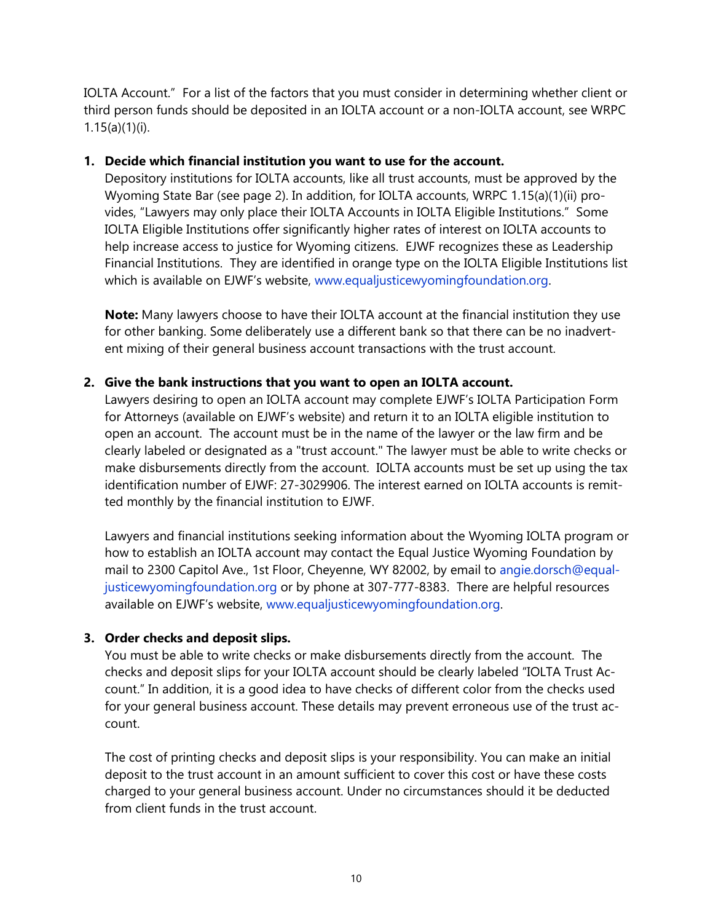IOLTA Account." For a list of the factors that you must consider in determining whether client or third person funds should be deposited in an IOLTA account or a non-IOLTA account, see WRPC 1.15(a)(1)(i).

1. **Decide which financial institution you want to use for the account.**

   Depository institutions for IOLTA accounts, like all trust accounts, must be approved by the Wyoming State Bar (see page 2). In addition, for IOLTA accounts, WRPC 1.15(a)(1)(ii) provides, "Lawyers may only place their IOLTA Accounts in IOLTA Eligible Institutions." Some IOLTA Eligible Institutions offer significantly higher rates of interest on IOLTA accounts to help increase access to justice for Wyoming citizens. EJWF recognizes these as Leadership Financial Institutions. They are identified in orange type on the IOLTA Eligible Institutions list which is available on EJWF's website, www.equaljusticewyomingfoundation.org.

   **Note:** Many lawyers choose to have their IOLTA account at the financial institution they use for other banking. Some deliberately use a different bank so that there can be no inadvertent mixing of their general business account transactions with the trust account.

2. **Give the bank instructions that you want to open an IOLTA account.**

   Lawyers desiring to open an IOLTA account may complete EJWF's IOLTA Participation Form for Attorneys (available on EJWF's website) and return it to an IOLTA eligible institution to open an account. The account must be in the name of the lawyer or the law firm and be clearly labeled or designated as a "trust account." The lawyer must be able to write checks or make disbursements directly from the account. IOLTA accounts must be set up using the tax identification number of EJWF: 27-3029906. The interest earned on IOLTA accounts is remitted monthly by the financial institution to EJWF.

   Lawyers and financial institutions seeking information about the Wyoming IOLTA program or how to establish an IOLTA account may contact the Equal Justice Wyoming Foundation by mail to 2300 Capitol Ave., 1st Floor, Cheyenne, WY 82002, by email to angie.dorsch@equaljusticewyomingfoundation.org or by phone at 307-777-8383. There are helpful resources available on EJWF's website, www.equaljusticewyomingfoundation.org.

3. **Order checks and deposit slips.**

   You must be able to write checks or make disbursements directly from the account. The checks and deposit slips for your IOLTA account should be clearly labeled "IOLTA Trust Account." In addition, it is a good idea to have checks of different color from the checks used for your general business account. These details may prevent erroneous use of the trust account.

   The cost of printing checks and deposit slips is your responsibility. You can make an initial deposit to the trust account in an amount sufficient to cover this cost or have these costs charged to your general business account. Under no circumstances should it be deducted from client funds in the trust account.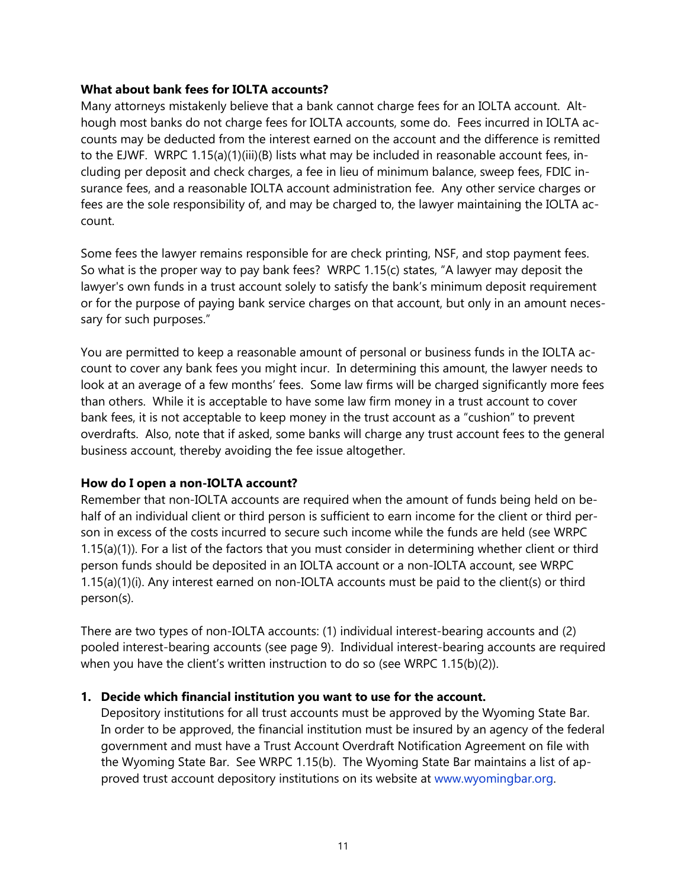**What about bank fees for IOLTA accounts?**

Many attorneys mistakenly believe that a bank cannot charge fees for an IOLTA account. Although most banks do not charge fees for IOLTA accounts, some do. Fees incurred in IOLTA accounts may be deducted from the interest earned on the account and the difference is remitted to the EJWF. WRPC 1.15(a)(1)(iii)(B) lists what may be included in reasonable account fees, including per deposit and check charges, a fee in lieu of minimum balance, sweep fees, FDIC insurance fees, and a reasonable IOLTA account administration fee. Any other service charges or fees are the sole responsibility of, and may be charged to, the lawyer maintaining the IOLTA account.

Some fees the lawyer remains responsible for are check printing, NSF, and stop payment fees. So what is the proper way to pay bank fees? WRPC 1.15(c) states, "A lawyer may deposit the lawyer's own funds in a trust account solely to satisfy the bank's minimum deposit requirement or for the purpose of paying bank service charges on that account, but only in an amount necessary for such purposes."

You are permitted to keep a reasonable amount of personal or business funds in the IOLTA account to cover any bank fees you might incur. In determining this amount, the lawyer needs to look at an average of a few months' fees. Some law firms will be charged significantly more fees than others. While it is acceptable to have some law firm money in a trust account to cover bank fees, it is not acceptable to keep money in the trust account as a "cushion" to prevent overdrafts. Also, note that if asked, some banks will charge any trust account fees to the general business account, thereby avoiding the fee issue altogether.

**How do I open a non-IOLTA account?**

Remember that non-IOLTA accounts are required when the amount of funds being held on behalf of an individual client or third person is sufficient to earn income for the client or third person in excess of the costs incurred to secure such income while the funds are held (see WRPC 1.15(a)(1)). For a list of the factors that you must consider in determining whether client or third person funds should be deposited in an IOLTA account or a non-IOLTA account, see WRPC 1.15(a)(1)(i). Any interest earned on non-IOLTA accounts must be paid to the client(s) or third person(s).

There are two types of non-IOLTA accounts: (1) individual interest-bearing accounts and (2) pooled interest-bearing accounts (see page 9). Individual interest-bearing accounts are required when you have the client's written instruction to do so (see WRPC 1.15(b)(2)).

1. **Decide which financial institution you want to use for the account.**
   Depository institutions for all trust accounts must be approved by the Wyoming State Bar. In order to be approved, the financial institution must be insured by an agency of the federal government and must have a Trust Account Overdraft Notification Agreement on file with the Wyoming State Bar. See WRPC 1.15(b). The Wyoming State Bar maintains a list of approved trust account depository institutions on its website at www.wyomingbar.org.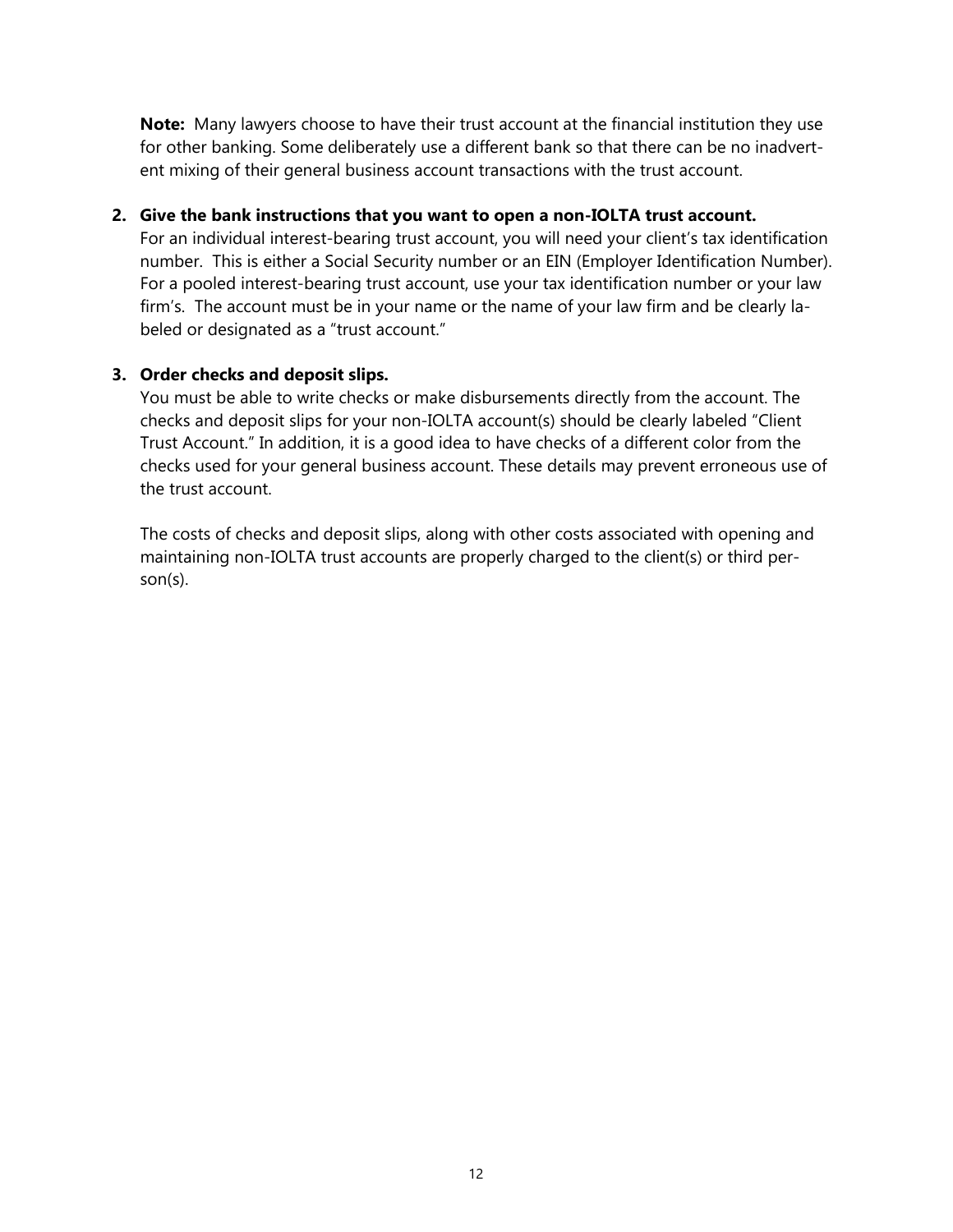**Note:** Many lawyers choose to have their trust account at the financial institution they use for other banking. Some deliberately use a different bank so that there can be no inadvertent mixing of their general business account transactions with the trust account.

2. **Give the bank instructions that you want to open a non-IOLTA trust account.**
   For an individual interest-bearing trust account, you will need your client's tax identification number. This is either a Social Security number or an EIN (Employer Identification Number). For a pooled interest-bearing trust account, use your tax identification number or your law firm's. The account must be in your name or the name of your law firm and be clearly labeled or designated as a "trust account."

3. **Order checks and deposit slips.**
   You must be able to write checks or make disbursements directly from the account. The checks and deposit slips for your non-IOLTA account(s) should be clearly labeled "Client Trust Account." In addition, it is a good idea to have checks of a different color from the checks used for your general business account. These details may prevent erroneous use of the trust account.

   The costs of checks and deposit slips, along with other costs associated with opening and maintaining non-IOLTA trust accounts are properly charged to the client(s) or third person(s).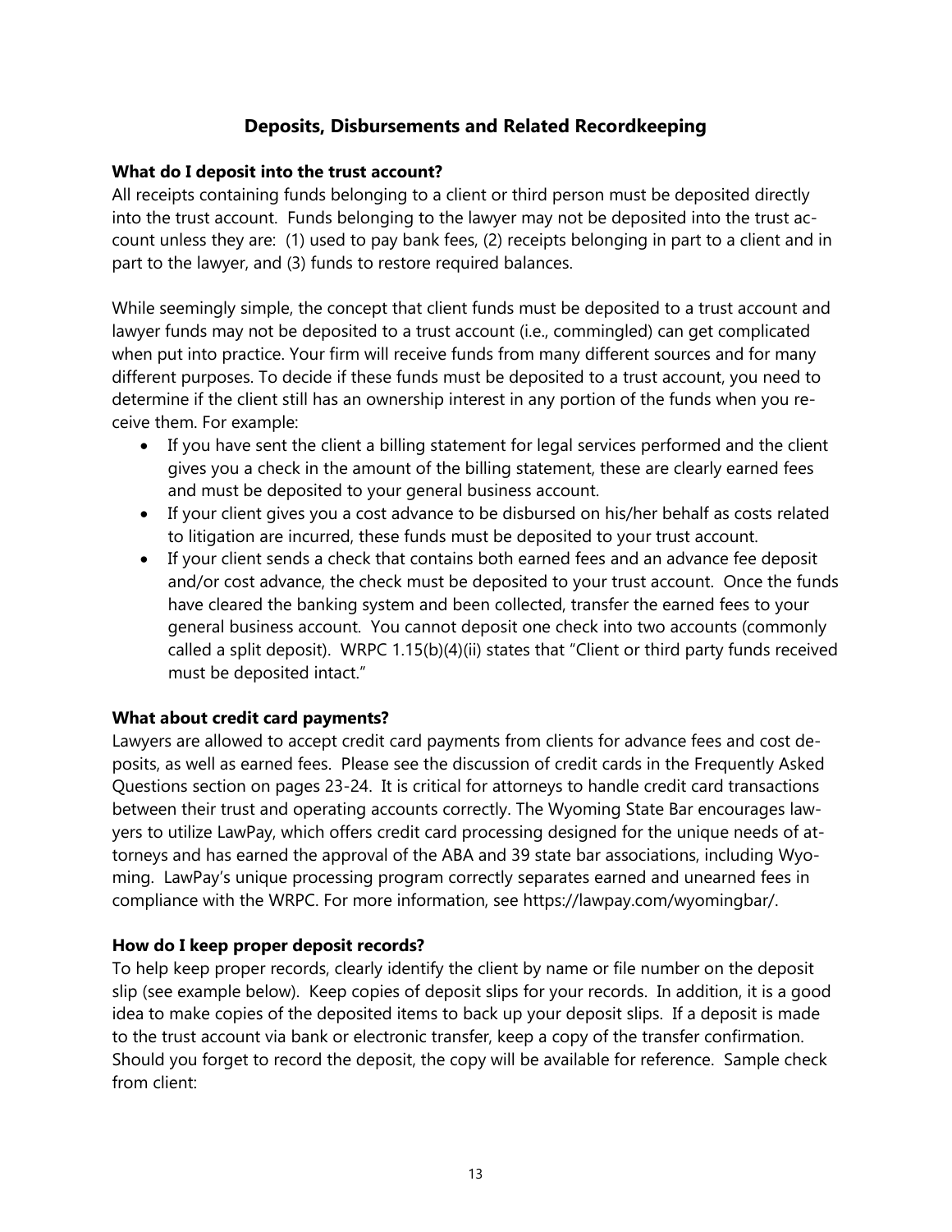## Deposits, Disbursements and Related Recordkeeping

**What do I deposit into the trust account?**

All receipts containing funds belonging to a client or third person must be deposited directly into the trust account. Funds belonging to the lawyer may not be deposited into the trust account unless they are: (1) used to pay bank fees, (2) receipts belonging in part to a client and in part to the lawyer, and (3) funds to restore required balances.

While seemingly simple, the concept that client funds must be deposited to a trust account and lawyer funds may not be deposited to a trust account (i.e., commingled) can get complicated when put into practice. Your firm will receive funds from many different sources and for many different purposes. To decide if these funds must be deposited to a trust account, you need to determine if the client still has an ownership interest in any portion of the funds when you receive them. For example:

- If you have sent the client a billing statement for legal services performed and the client gives you a check in the amount of the billing statement, these are clearly earned fees and must be deposited to your general business account.
- If your client gives you a cost advance to be disbursed on his/her behalf as costs related to litigation are incurred, these funds must be deposited to your trust account.
- If your client sends a check that contains both earned fees and an advance fee deposit and/or cost advance, the check must be deposited to your trust account. Once the funds have cleared the banking system and been collected, transfer the earned fees to your general business account. You cannot deposit one check into two accounts (commonly called a split deposit). WRPC 1.15(b)(4)(ii) states that "Client or third party funds received must be deposited intact."

**What about credit card payments?**

Lawyers are allowed to accept credit card payments from clients for advance fees and cost deposits, as well as earned fees. Please see the discussion of credit cards in the Frequently Asked Questions section on pages 23-24. It is critical for attorneys to handle credit card transactions between their trust and operating accounts correctly. The Wyoming State Bar encourages lawyers to utilize LawPay, which offers credit card processing designed for the unique needs of attorneys and has earned the approval of the ABA and 39 state bar associations, including Wyoming. LawPay's unique processing program correctly separates earned and unearned fees in compliance with the WRPC. For more information, see https://lawpay.com/wyomingbar/.

**How do I keep proper deposit records?**

To help keep proper records, clearly identify the client by name or file number on the deposit slip (see example below). Keep copies of deposit slips for your records. In addition, it is a good idea to make copies of the deposited items to back up your deposit slips. If a deposit is made to the trust account via bank or electronic transfer, keep a copy of the transfer confirmation. Should you forget to record the deposit, the copy will be available for reference. Sample check from client: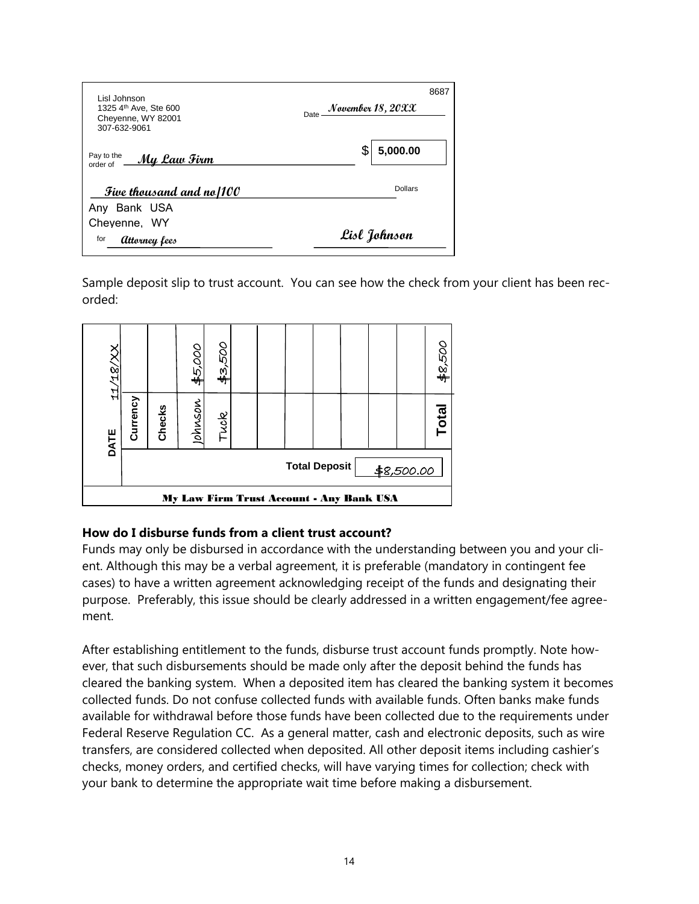Lisl Johnson
1325 4th Ave, Ste 600
Cheyenne, WY 82001
307-632-9061

8687

Date *November 18, 20XX*

Pay to the order of *My Law Firm* $ 5,000.00

*Five thousand and no/100* Dollars

Any Bank USA
Cheyenne, WY

for *Attorney fees* *Lisl Johnson*

Sample deposit slip to trust account. You can see how the check from your client has been recorded:

| DATE 11/18/XX | Currency | Checks | Johnson $5,000 | Tuck $3,500 | | | | | | | | Total $8,500 |
|---|---|---|---|---|---|---|---|---|---|---|---|---|
| | | | | | | | | Total Deposit | $8,500.00 | | | |

My Law Firm Trust Account - Any Bank USA

**How do I disburse funds from a client trust account?**

Funds may only be disbursed in accordance with the understanding between you and your client. Although this may be a verbal agreement, it is preferable (mandatory in contingent fee cases) to have a written agreement acknowledging receipt of the funds and designating their purpose. Preferably, this issue should be clearly addressed in a written engagement/fee agreement.

After establishing entitlement to the funds, disburse trust account funds promptly. Note however, that such disbursements should be made only after the deposit behind the funds has cleared the banking system. When a deposited item has cleared the banking system it becomes collected funds. Do not confuse collected funds with available funds. Often banks make funds available for withdrawal before those funds have been collected due to the requirements under Federal Reserve Regulation CC. As a general matter, cash and electronic deposits, such as wire transfers, are considered collected when deposited. All other deposit items including cashier's checks, money orders, and certified checks, will have varying times for collection; check with your bank to determine the appropriate wait time before making a disbursement.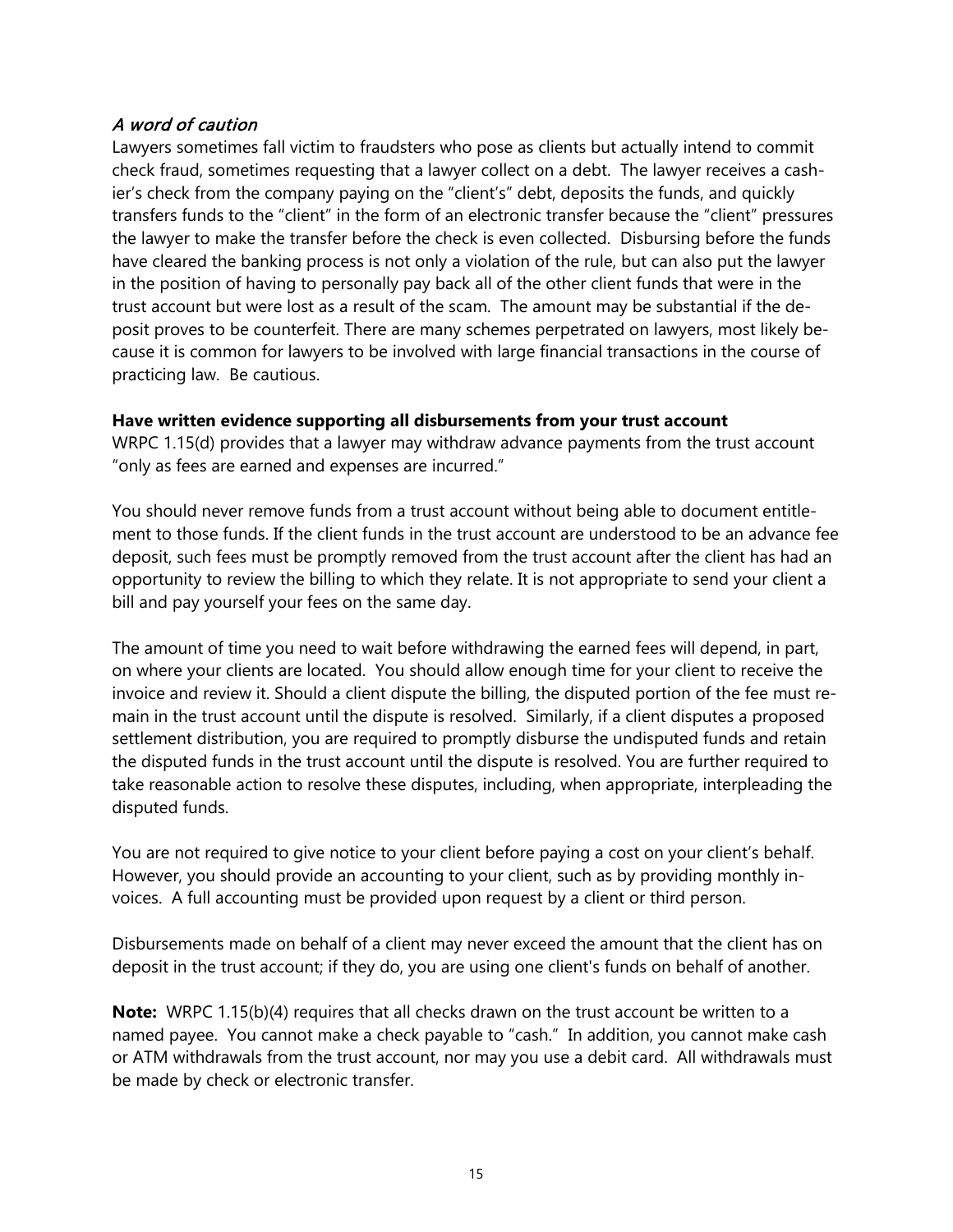### *A word of caution*

Lawyers sometimes fall victim to fraudsters who pose as clients but actually intend to commit check fraud, sometimes requesting that a lawyer collect on a debt. The lawyer receives a cashier's check from the company paying on the "client's" debt, deposits the funds, and quickly transfers funds to the "client" in the form of an electronic transfer because the "client" pressures the lawyer to make the transfer before the check is even collected. Disbursing before the funds have cleared the banking process is not only a violation of the rule, but can also put the lawyer in the position of having to personally pay back all of the other client funds that were in the trust account but were lost as a result of the scam. The amount may be substantial if the deposit proves to be counterfeit. There are many schemes perpetrated on lawyers, most likely because it is common for lawyers to be involved with large financial transactions in the course of practicing law. Be cautious.

**Have written evidence supporting all disbursements from your trust account**

WRPC 1.15(d) provides that a lawyer may withdraw advance payments from the trust account "only as fees are earned and expenses are incurred."

You should never remove funds from a trust account without being able to document entitlement to those funds. If the client funds in the trust account are understood to be an advance fee deposit, such fees must be promptly removed from the trust account after the client has had an opportunity to review the billing to which they relate. It is not appropriate to send your client a bill and pay yourself your fees on the same day.

The amount of time you need to wait before withdrawing the earned fees will depend, in part, on where your clients are located. You should allow enough time for your client to receive the invoice and review it. Should a client dispute the billing, the disputed portion of the fee must remain in the trust account until the dispute is resolved. Similarly, if a client disputes a proposed settlement distribution, you are required to promptly disburse the undisputed funds and retain the disputed funds in the trust account until the dispute is resolved. You are further required to take reasonable action to resolve these disputes, including, when appropriate, interpleading the disputed funds.

You are not required to give notice to your client before paying a cost on your client's behalf. However, you should provide an accounting to your client, such as by providing monthly invoices. A full accounting must be provided upon request by a client or third person.

Disbursements made on behalf of a client may never exceed the amount that the client has on deposit in the trust account; if they do, you are using one client's funds on behalf of another.

**Note:** WRPC 1.15(b)(4) requires that all checks drawn on the trust account be written to a named payee. You cannot make a check payable to "cash." In addition, you cannot make cash or ATM withdrawals from the trust account, nor may you use a debit card. All withdrawals must be made by check or electronic transfer.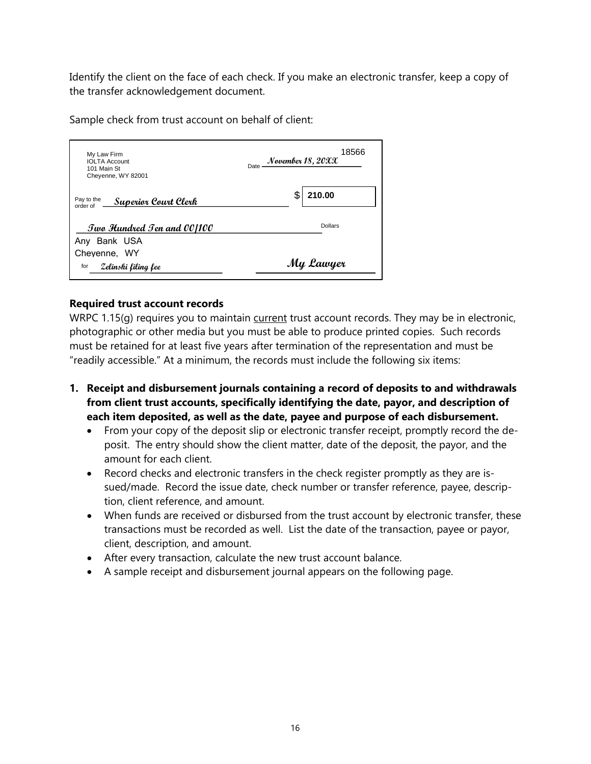Identify the client on the face of each check. If you make an electronic transfer, keep a copy of the transfer acknowledgement document.

Sample check from trust account on behalf of client:

My Law Firm
IOLTA Account
101 Main St
Cheyenne, WY 82001

18566

Date *November 18, 20XX*

Pay to the order of *Superior Court Clerk* $ **210.00**

*Two Hundred Ten and 00/100* Dollars

Any Bank USA
Cheyenne, WY

for *Zelinski filing fee* *My Lawyer*

**Required trust account records**

WRPC 1.15(g) requires you to maintain current trust account records. They may be in electronic, photographic or other media but you must be able to produce printed copies. Such records must be retained for at least five years after termination of the representation and must be "readily accessible." At a minimum, the records must include the following six items:

1. **Receipt and disbursement journals containing a record of deposits to and withdrawals from client trust accounts, specifically identifying the date, payor, and description of each item deposited, as well as the date, payee and purpose of each disbursement.**
   - From your copy of the deposit slip or electronic transfer receipt, promptly record the deposit. The entry should show the client matter, date of the deposit, the payor, and the amount for each client.
   - Record checks and electronic transfers in the check register promptly as they are issued/made. Record the issue date, check number or transfer reference, payee, description, client reference, and amount.
   - When funds are received or disbursed from the trust account by electronic transfer, these transactions must be recorded as well. List the date of the transaction, payee or payor, client, description, and amount.
   - After every transaction, calculate the new trust account balance.
   - A sample receipt and disbursement journal appears on the following page.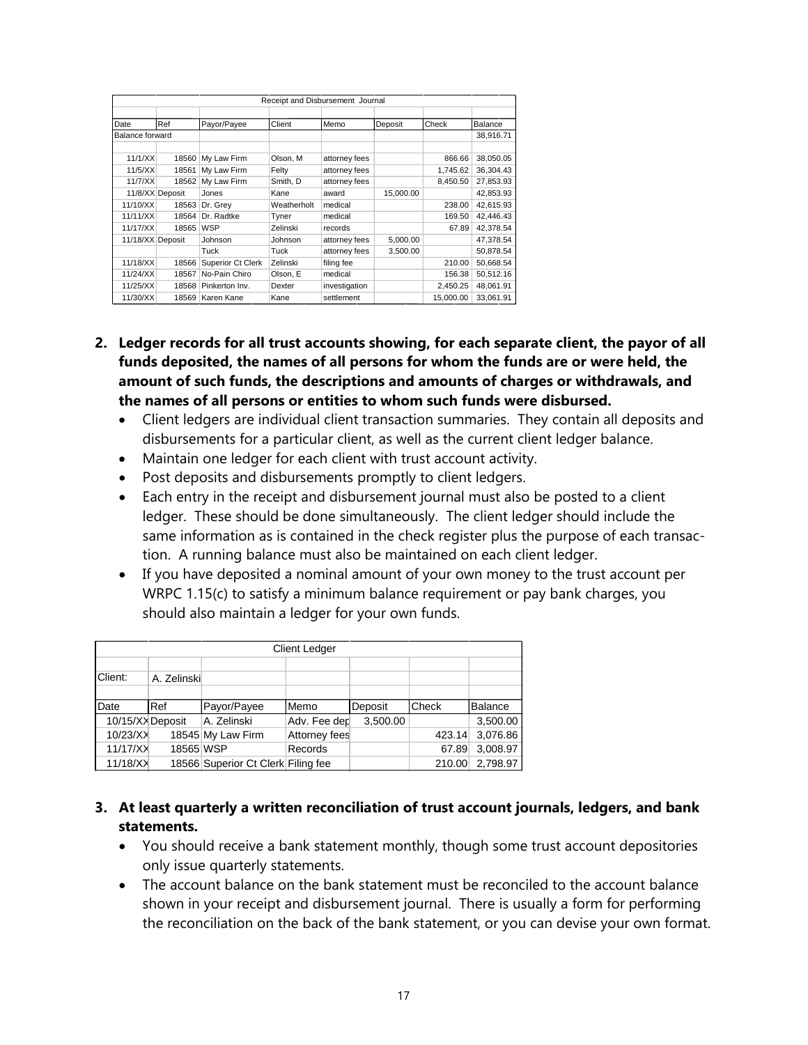| Receipt and Disbursement Journal | | | | | | | |
|---|---|---|---|---|---|---|---|
| Date | Ref | Payor/Payee | Client | Memo | Deposit | Check | Balance |
| Balance forward | | | | | | | 38,916.71 |
| 11/1/XX | 18560 | My Law Firm | Olson, M | attorney fees | | 866.66 | 38,050.05 |
| 11/5/XX | 18561 | My Law Firm | Felty | attorney fees | | 1,745.62 | 36,304.43 |
| 11/7/XX | 18562 | My Law Firm | Smith, D | attorney fees | | 8,450.50 | 27,853.93 |
| 11/8/XX | Deposit | Jones | Kane | award | 15,000.00 | | 42,853.93 |
| 11/10/XX | 18563 | Dr. Grey | Weatherholt | medical | | 238.00 | 42,615.93 |
| 11/11/XX | 18564 | Dr. Radtke | Tyner | medical | | 169.50 | 42,446.43 |
| 11/17/XX | 18565 | WSP | Zelinski | records | | 67.89 | 42,378.54 |
| 11/18/XX | Deposit | Johnson | Johnson | attorney fees | 5,000.00 | | 47,378.54 |
| | | Tuck | Tuck | attorney fees | 3,500.00 | | 50,878.54 |
| 11/18/XX | 18566 | Superior Ct Clerk | Zelinski | filing fee | | 210.00 | 50,668.54 |
| 11/24/XX | 18567 | No-Pain Chiro | Olson, E | medical | | 156.38 | 50,512.16 |
| 11/25/XX | 18568 | Pinkerton Inv. | Dexter | investigation | | 2,450.25 | 48,061.91 |
| 11/30/XX | 18569 | Karen Kane | Kane | settlement | | 15,000.00 | 33,061.91 |

**2. Ledger records for all trust accounts showing, for each separate client, the payor of all funds deposited, the names of all persons for whom the funds are or were held, the amount of such funds, the descriptions and amounts of charges or withdrawals, and the names of all persons or entities to whom such funds were disbursed.**

- Client ledgers are individual client transaction summaries. They contain all deposits and disbursements for a particular client, as well as the current client ledger balance.
- Maintain one ledger for each client with trust account activity.
- Post deposits and disbursements promptly to client ledgers.
- Each entry in the receipt and disbursement journal must also be posted to a client ledger. These should be done simultaneously. The client ledger should include the same information as is contained in the check register plus the purpose of each transaction. A running balance must also be maintained on each client ledger.
- If you have deposited a nominal amount of your own money to the trust account per WRPC 1.15(c) to satisfy a minimum balance requirement or pay bank charges, you should also maintain a ledger for your own funds.

| Client Ledger | | | | | | |
|---|---|---|---|---|---|---|
| Client: | A. Zelinski | | | | | |
| Date | Ref | Payor/Payee | Memo | Deposit | Check | Balance |
| 10/15/XX | Deposit | A. Zelinski | Adv. Fee dep | 3,500.00 | | 3,500.00 |
| 10/23/XX | 18545 | My Law Firm | Attorney fees | | 423.14 | 3,076.86 |
| 11/17/XX | 18565 | WSP | Records | | 67.89 | 3,008.97 |
| 11/18/XX | 18566 | Superior Ct Clerk | Filing fee | | 210.00 | 2,798.97 |

**3. At least quarterly a written reconciliation of trust account journals, ledgers, and bank statements.**

- You should receive a bank statement monthly, though some trust account depositories only issue quarterly statements.
- The account balance on the bank statement must be reconciled to the account balance shown in your receipt and disbursement journal. There is usually a form for performing the reconciliation on the back of the bank statement, or you can devise your own format.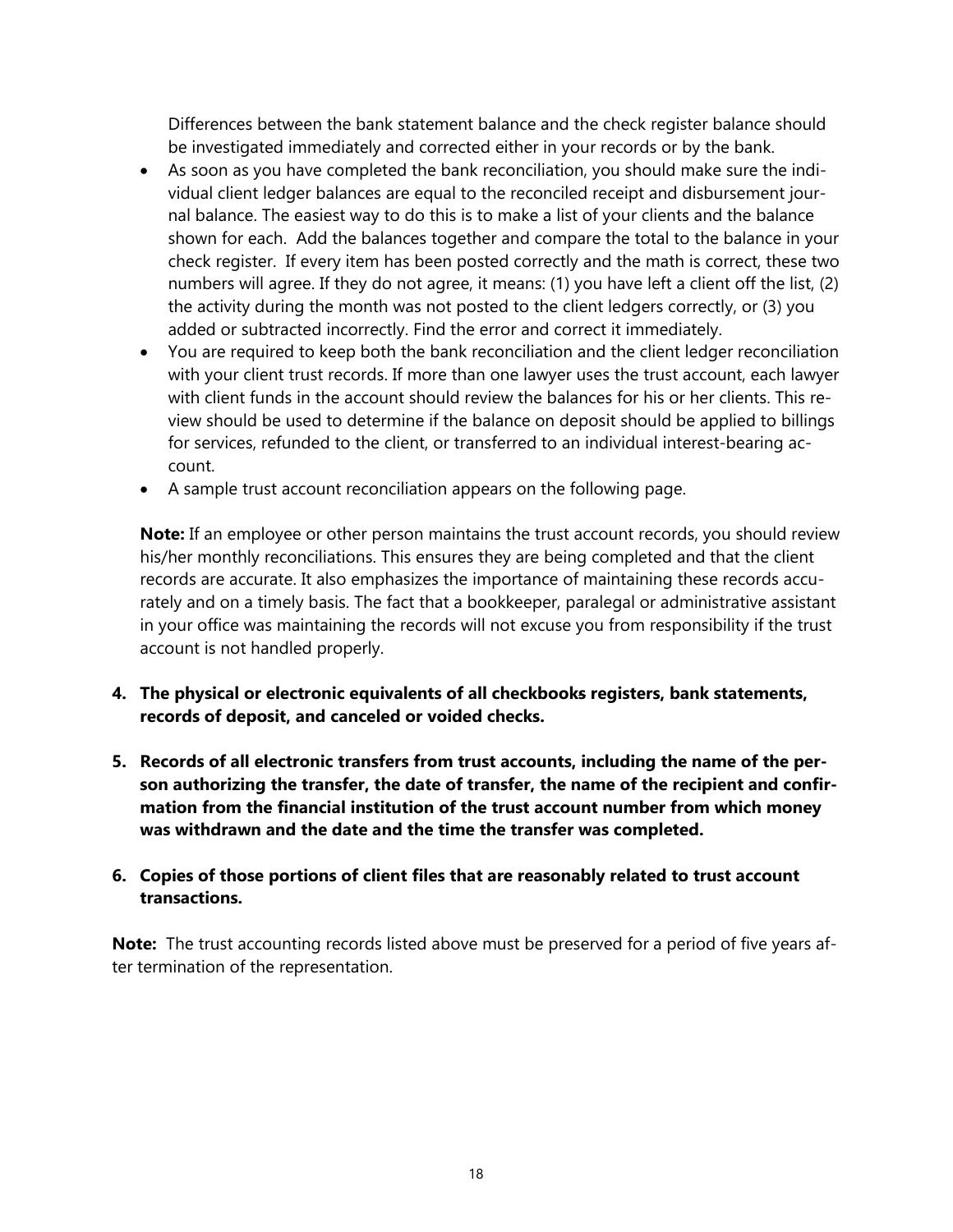Differences between the bank statement balance and the check register balance should be investigated immediately and corrected either in your records or by the bank.

- As soon as you have completed the bank reconciliation, you should make sure the individual client ledger balances are equal to the reconciled receipt and disbursement journal balance. The easiest way to do this is to make a list of your clients and the balance shown for each. Add the balances together and compare the total to the balance in your check register. If every item has been posted correctly and the math is correct, these two numbers will agree. If they do not agree, it means: (1) you have left a client off the list, (2) the activity during the month was not posted to the client ledgers correctly, or (3) you added or subtracted incorrectly. Find the error and correct it immediately.
- You are required to keep both the bank reconciliation and the client ledger reconciliation with your client trust records. If more than one lawyer uses the trust account, each lawyer with client funds in the account should review the balances for his or her clients. This review should be used to determine if the balance on deposit should be applied to billings for services, refunded to the client, or transferred to an individual interest-bearing account.
- A sample trust account reconciliation appears on the following page.

**Note:** If an employee or other person maintains the trust account records, you should review his/her monthly reconciliations. This ensures they are being completed and that the client records are accurate. It also emphasizes the importance of maintaining these records accurately and on a timely basis. The fact that a bookkeeper, paralegal or administrative assistant in your office was maintaining the records will not excuse you from responsibility if the trust account is not handled properly.

4. **The physical or electronic equivalents of all checkbooks registers, bank statements, records of deposit, and canceled or voided checks.**

5. **Records of all electronic transfers from trust accounts, including the name of the person authorizing the transfer, the date of transfer, the name of the recipient and confirmation from the financial institution of the trust account number from which money was withdrawn and the date and the time the transfer was completed.**

6. **Copies of those portions of client files that are reasonably related to trust account transactions.**

**Note:** The trust accounting records listed above must be preserved for a period of five years after termination of the representation.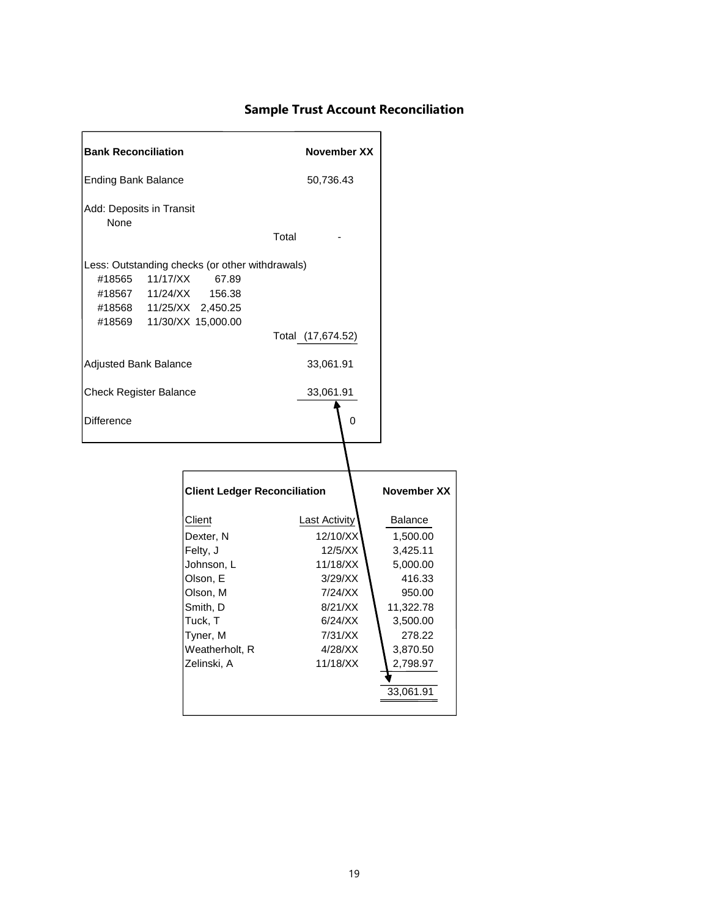## Sample Trust Account Reconciliation

| **Bank Reconciliation** | | | | **November XX** |
|---|---|---|---|---|
| Ending Bank Balance | | | | 50,736.43 |
| Add: Deposits in Transit | | | | |
| None | | | | |
| | | | Total | - |
| Less: Outstanding checks (or other withdrawals) | | | | |
| #18565 | 11/17/XX | 67.89 | | |
| #18567 | 11/24/XX | 156.38 | | |
| #18568 | 11/25/XX | 2,450.25 | | |
| #18569 | 11/30/XX | 15,000.00 | | |
| | | | Total | (17,674.52) |
| Adjusted Bank Balance | | | | 33,061.91 |
| Check Register Balance | | | | 33,061.91 |
| Difference | | | | 0 |

| **Client Ledger Reconciliation** | | **November XX** |
|---|---|---|
| Client | Last Activity | Balance |
| Dexter, N | 12/10/XX | 1,500.00 |
| Felty, J | 12/5/XX | 3,425.11 |
| Johnson, L | 11/18/XX | 5,000.00 |
| Olson, E | 3/29/XX | 416.33 |
| Olson, M | 7/24/XX | 950.00 |
| Smith, D | 8/21/XX | 11,322.78 |
| Tuck, T | 6/24/XX | 3,500.00 |
| Tyner, M | 7/31/XX | 278.22 |
| Weatherholt, R | 4/28/XX | 3,870.50 |
| Zelinski, A | 11/18/XX | 2,798.97 |
| | | 33,061.91 |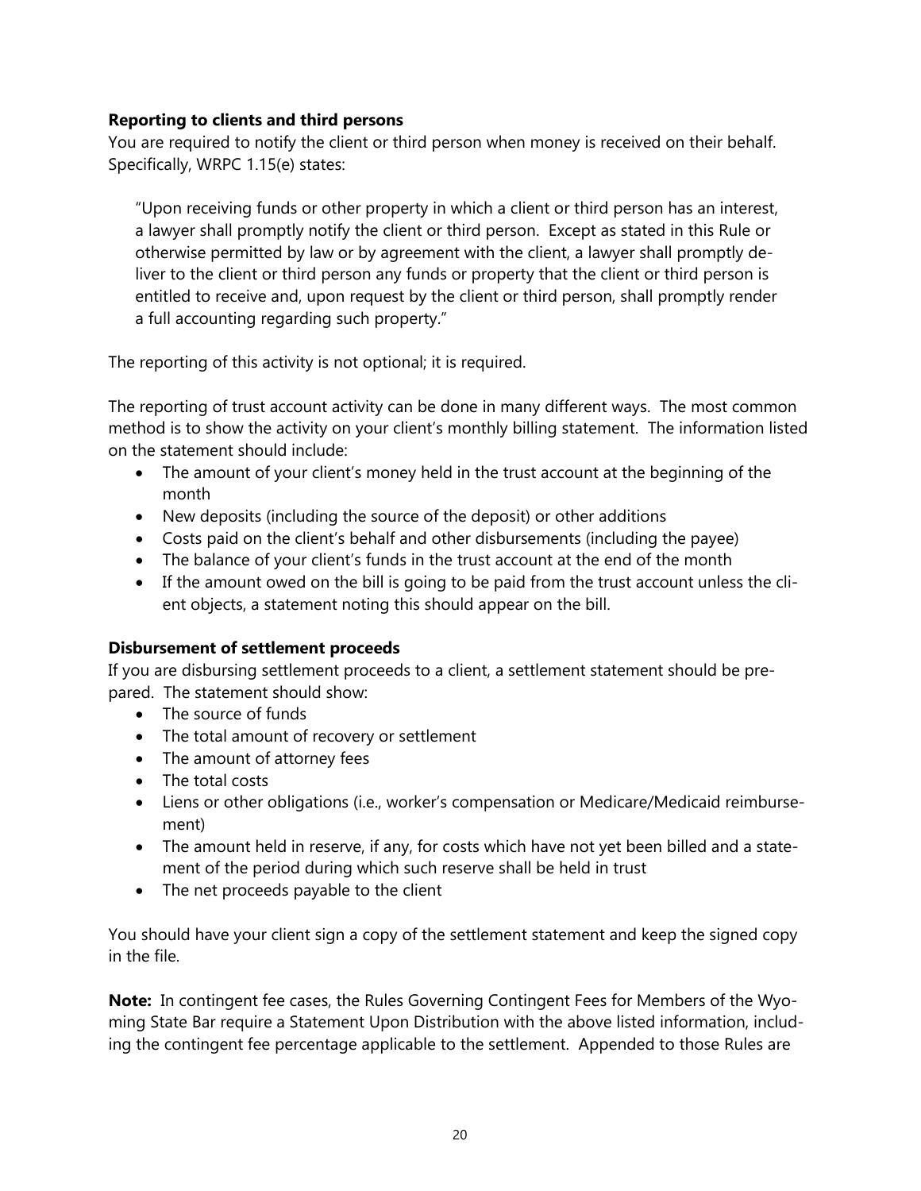### Reporting to clients and third persons

You are required to notify the client or third person when money is received on their behalf. Specifically, WRPC 1.15(e) states:

> "Upon receiving funds or other property in which a client or third person has an interest, a lawyer shall promptly notify the client or third person. Except as stated in this Rule or otherwise permitted by law or by agreement with the client, a lawyer shall promptly deliver to the client or third person any funds or property that the client or third person is entitled to receive and, upon request by the client or third person, shall promptly render a full accounting regarding such property."

The reporting of this activity is not optional; it is required.

The reporting of trust account activity can be done in many different ways. The most common method is to show the activity on your client's monthly billing statement. The information listed on the statement should include:

- The amount of your client's money held in the trust account at the beginning of the month
- New deposits (including the source of the deposit) or other additions
- Costs paid on the client's behalf and other disbursements (including the payee)
- The balance of your client's funds in the trust account at the end of the month
- If the amount owed on the bill is going to be paid from the trust account unless the client objects, a statement noting this should appear on the bill.

### Disbursement of settlement proceeds

If you are disbursing settlement proceeds to a client, a settlement statement should be prepared. The statement should show:

- The source of funds
- The total amount of recovery or settlement
- The amount of attorney fees
- The total costs
- Liens or other obligations (i.e., worker's compensation or Medicare/Medicaid reimbursement)
- The amount held in reserve, if any, for costs which have not yet been billed and a statement of the period during which such reserve shall be held in trust
- The net proceeds payable to the client

You should have your client sign a copy of the settlement statement and keep the signed copy in the file.

**Note:** In contingent fee cases, the Rules Governing Contingent Fees for Members of the Wyoming State Bar require a Statement Upon Distribution with the above listed information, including the contingent fee percentage applicable to the settlement. Appended to those Rules are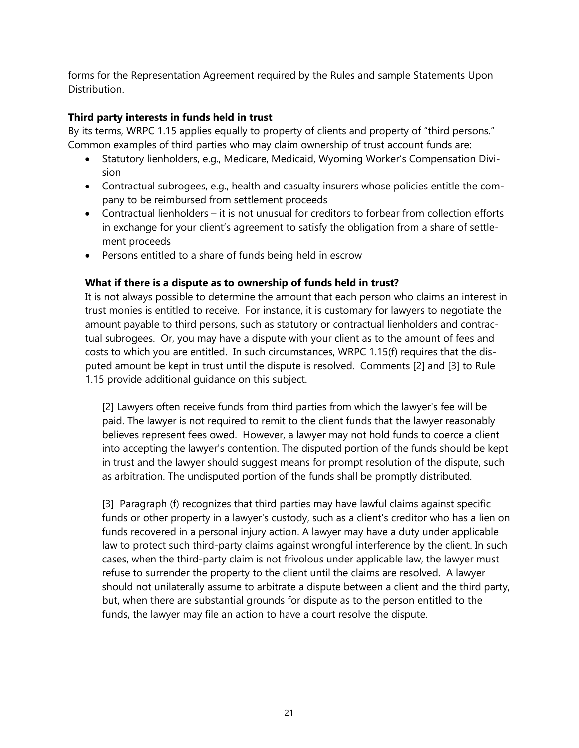forms for the Representation Agreement required by the Rules and sample Statements Upon Distribution.

**Third party interests in funds held in trust**

By its terms, WRPC 1.15 applies equally to property of clients and property of "third persons." Common examples of third parties who may claim ownership of trust account funds are:

- Statutory lienholders, e.g., Medicare, Medicaid, Wyoming Worker's Compensation Division
- Contractual subrogees, e.g., health and casualty insurers whose policies entitle the company to be reimbursed from settlement proceeds
- Contractual lienholders – it is not unusual for creditors to forbear from collection efforts in exchange for your client's agreement to satisfy the obligation from a share of settlement proceeds
- Persons entitled to a share of funds being held in escrow

**What if there is a dispute as to ownership of funds held in trust?**

It is not always possible to determine the amount that each person who claims an interest in trust monies is entitled to receive. For instance, it is customary for lawyers to negotiate the amount payable to third persons, such as statutory or contractual lienholders and contractual subrogees. Or, you may have a dispute with your client as to the amount of fees and costs to which you are entitled. In such circumstances, WRPC 1.15(f) requires that the disputed amount be kept in trust until the dispute is resolved. Comments [2] and [3] to Rule 1.15 provide additional guidance on this subject.

> [2] Lawyers often receive funds from third parties from which the lawyer's fee will be paid. The lawyer is not required to remit to the client funds that the lawyer reasonably believes represent fees owed. However, a lawyer may not hold funds to coerce a client into accepting the lawyer's contention. The disputed portion of the funds should be kept in trust and the lawyer should suggest means for prompt resolution of the dispute, such as arbitration. The undisputed portion of the funds shall be promptly distributed.
>
> [3] Paragraph (f) recognizes that third parties may have lawful claims against specific funds or other property in a lawyer's custody, such as a client's creditor who has a lien on funds recovered in a personal injury action. A lawyer may have a duty under applicable law to protect such third-party claims against wrongful interference by the client. In such cases, when the third-party claim is not frivolous under applicable law, the lawyer must refuse to surrender the property to the client until the claims are resolved. A lawyer should not unilaterally assume to arbitrate a dispute between a client and the third party, but, when there are substantial grounds for dispute as to the person entitled to the funds, the lawyer may file an action to have a court resolve the dispute.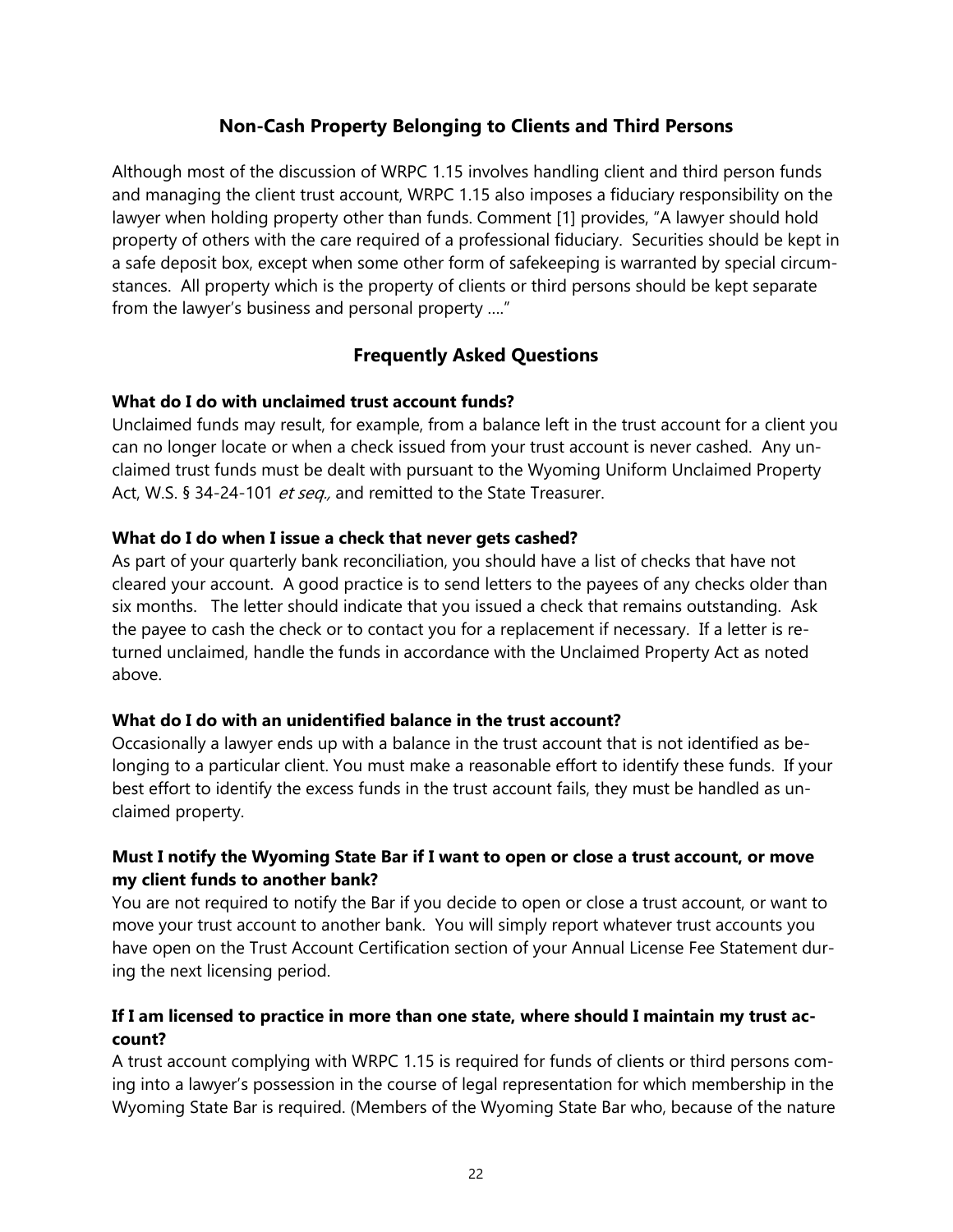## Non-Cash Property Belonging to Clients and Third Persons

Although most of the discussion of WRPC 1.15 involves handling client and third person funds and managing the client trust account, WRPC 1.15 also imposes a fiduciary responsibility on the lawyer when holding property other than funds. Comment [1] provides, "A lawyer should hold property of others with the care required of a professional fiduciary. Securities should be kept in a safe deposit box, except when some other form of safekeeping is warranted by special circumstances. All property which is the property of clients or third persons should be kept separate from the lawyer's business and personal property …."

## Frequently Asked Questions

**What do I do with unclaimed trust account funds?**

Unclaimed funds may result, for example, from a balance left in the trust account for a client you can no longer locate or when a check issued from your trust account is never cashed. Any unclaimed trust funds must be dealt with pursuant to the Wyoming Uniform Unclaimed Property Act, W.S. § 34-24-101 *et seq.,* and remitted to the State Treasurer.

**What do I do when I issue a check that never gets cashed?**

As part of your quarterly bank reconciliation, you should have a list of checks that have not cleared your account. A good practice is to send letters to the payees of any checks older than six months. The letter should indicate that you issued a check that remains outstanding. Ask the payee to cash the check or to contact you for a replacement if necessary. If a letter is returned unclaimed, handle the funds in accordance with the Unclaimed Property Act as noted above.

**What do I do with an unidentified balance in the trust account?**

Occasionally a lawyer ends up with a balance in the trust account that is not identified as belonging to a particular client. You must make a reasonable effort to identify these funds. If your best effort to identify the excess funds in the trust account fails, they must be handled as unclaimed property.

**Must I notify the Wyoming State Bar if I want to open or close a trust account, or move my client funds to another bank?**

You are not required to notify the Bar if you decide to open or close a trust account, or want to move your trust account to another bank. You will simply report whatever trust accounts you have open on the Trust Account Certification section of your Annual License Fee Statement during the next licensing period.

**If I am licensed to practice in more than one state, where should I maintain my trust account?**

A trust account complying with WRPC 1.15 is required for funds of clients or third persons coming into a lawyer's possession in the course of legal representation for which membership in the Wyoming State Bar is required. (Members of the Wyoming State Bar who, because of the nature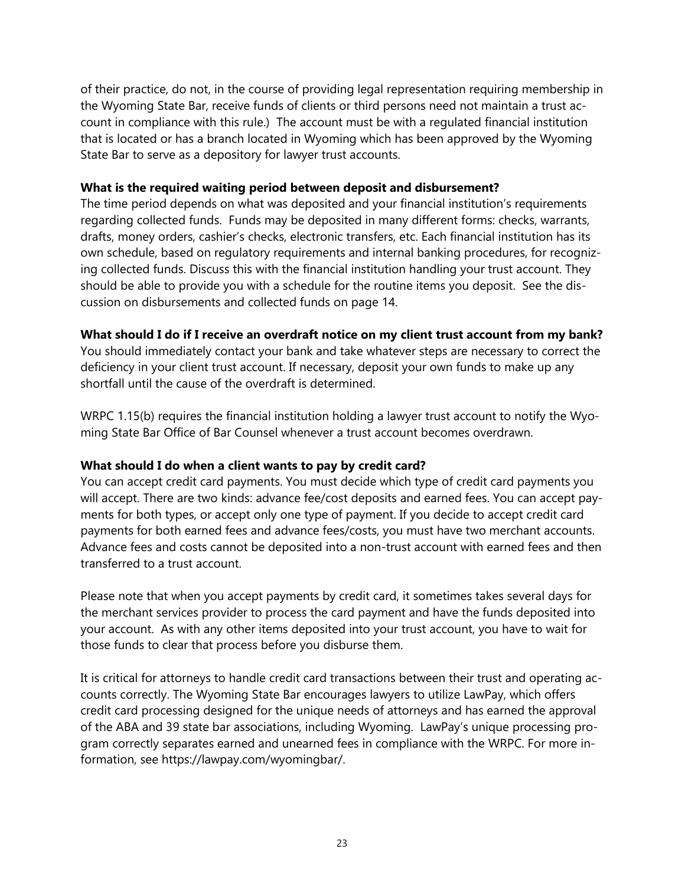of their practice, do not, in the course of providing legal representation requiring membership in the Wyoming State Bar, receive funds of clients or third persons need not maintain a trust account in compliance with this rule.) The account must be with a regulated financial institution that is located or has a branch located in Wyoming which has been approved by the Wyoming State Bar to serve as a depository for lawyer trust accounts.

**What is the required waiting period between deposit and disbursement?**

The time period depends on what was deposited and your financial institution's requirements regarding collected funds. Funds may be deposited in many different forms: checks, warrants, drafts, money orders, cashier's checks, electronic transfers, etc. Each financial institution has its own schedule, based on regulatory requirements and internal banking procedures, for recognizing collected funds. Discuss this with the financial institution handling your trust account. They should be able to provide you with a schedule for the routine items you deposit. See the discussion on disbursements and collected funds on page 14.

**What should I do if I receive an overdraft notice on my client trust account from my bank?**

You should immediately contact your bank and take whatever steps are necessary to correct the deficiency in your client trust account. If necessary, deposit your own funds to make up any shortfall until the cause of the overdraft is determined.

WRPC 1.15(b) requires the financial institution holding a lawyer trust account to notify the Wyoming State Bar Office of Bar Counsel whenever a trust account becomes overdrawn.

**What should I do when a client wants to pay by credit card?**

You can accept credit card payments. You must decide which type of credit card payments you will accept. There are two kinds: advance fee/cost deposits and earned fees. You can accept payments for both types, or accept only one type of payment. If you decide to accept credit card payments for both earned fees and advance fees/costs, you must have two merchant accounts. Advance fees and costs cannot be deposited into a non-trust account with earned fees and then transferred to a trust account.

Please note that when you accept payments by credit card, it sometimes takes several days for the merchant services provider to process the card payment and have the funds deposited into your account. As with any other items deposited into your trust account, you have to wait for those funds to clear that process before you disburse them.

It is critical for attorneys to handle credit card transactions between their trust and operating accounts correctly. The Wyoming State Bar encourages lawyers to utilize LawPay, which offers credit card processing designed for the unique needs of attorneys and has earned the approval of the ABA and 39 state bar associations, including Wyoming. LawPay's unique processing program correctly separates earned and unearned fees in compliance with the WRPC. For more information, see https://lawpay.com/wyomingbar/.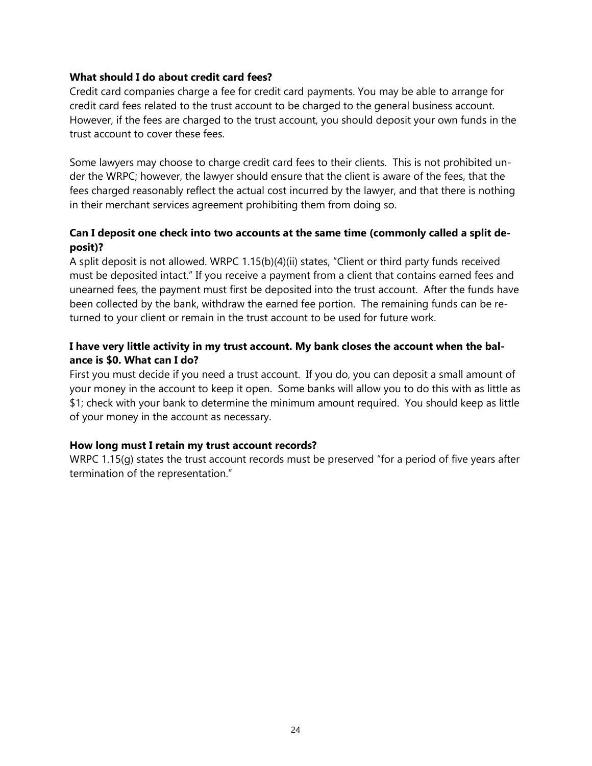**What should I do about credit card fees?**

Credit card companies charge a fee for credit card payments. You may be able to arrange for credit card fees related to the trust account to be charged to the general business account. However, if the fees are charged to the trust account, you should deposit your own funds in the trust account to cover these fees.

Some lawyers may choose to charge credit card fees to their clients. This is not prohibited under the WRPC; however, the lawyer should ensure that the client is aware of the fees, that the fees charged reasonably reflect the actual cost incurred by the lawyer, and that there is nothing in their merchant services agreement prohibiting them from doing so.

**Can I deposit one check into two accounts at the same time (commonly called a split deposit)?**

A split deposit is not allowed. WRPC 1.15(b)(4)(ii) states, "Client or third party funds received must be deposited intact." If you receive a payment from a client that contains earned fees and unearned fees, the payment must first be deposited into the trust account. After the funds have been collected by the bank, withdraw the earned fee portion. The remaining funds can be returned to your client or remain in the trust account to be used for future work.

**I have very little activity in my trust account. My bank closes the account when the balance is $0. What can I do?**

First you must decide if you need a trust account. If you do, you can deposit a small amount of your money in the account to keep it open. Some banks will allow you to do this with as little as $1; check with your bank to determine the minimum amount required. You should keep as little of your money in the account as necessary.

**How long must I retain my trust account records?**

WRPC 1.15(g) states the trust account records must be preserved "for a period of five years after termination of the representation."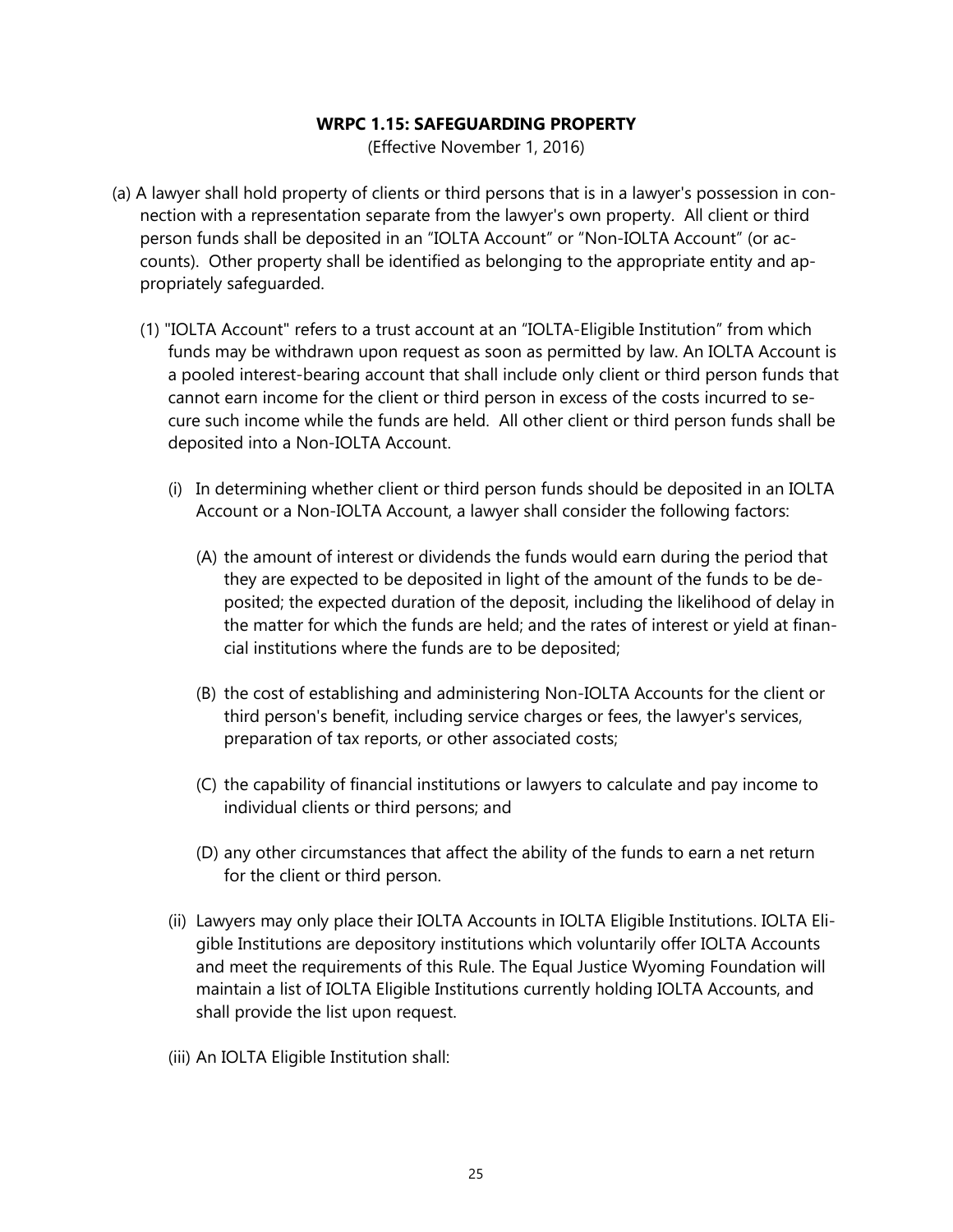**WRPC 1.15: SAFEGUARDING PROPERTY**

(Effective November 1, 2016)

(a) A lawyer shall hold property of clients or third persons that is in a lawyer's possession in connection with a representation separate from the lawyer's own property. All client or third person funds shall be deposited in an "IOLTA Account" or "Non-IOLTA Account" (or accounts). Other property shall be identified as belonging to the appropriate entity and appropriately safeguarded.

(1) "IOLTA Account" refers to a trust account at an "IOLTA-Eligible Institution" from which funds may be withdrawn upon request as soon as permitted by law. An IOLTA Account is a pooled interest-bearing account that shall include only client or third person funds that cannot earn income for the client or third person in excess of the costs incurred to secure such income while the funds are held. All other client or third person funds shall be deposited into a Non-IOLTA Account.

(i) In determining whether client or third person funds should be deposited in an IOLTA Account or a Non-IOLTA Account, a lawyer shall consider the following factors:

(A) the amount of interest or dividends the funds would earn during the period that they are expected to be deposited in light of the amount of the funds to be deposited; the expected duration of the deposit, including the likelihood of delay in the matter for which the funds are held; and the rates of interest or yield at financial institutions where the funds are to be deposited;

(B) the cost of establishing and administering Non-IOLTA Accounts for the client or third person's benefit, including service charges or fees, the lawyer's services, preparation of tax reports, or other associated costs;

(C) the capability of financial institutions or lawyers to calculate and pay income to individual clients or third persons; and

(D) any other circumstances that affect the ability of the funds to earn a net return for the client or third person.

(ii) Lawyers may only place their IOLTA Accounts in IOLTA Eligible Institutions. IOLTA Eligible Institutions are depository institutions which voluntarily offer IOLTA Accounts and meet the requirements of this Rule. The Equal Justice Wyoming Foundation will maintain a list of IOLTA Eligible Institutions currently holding IOLTA Accounts, and shall provide the list upon request.

(iii) An IOLTA Eligible Institution shall: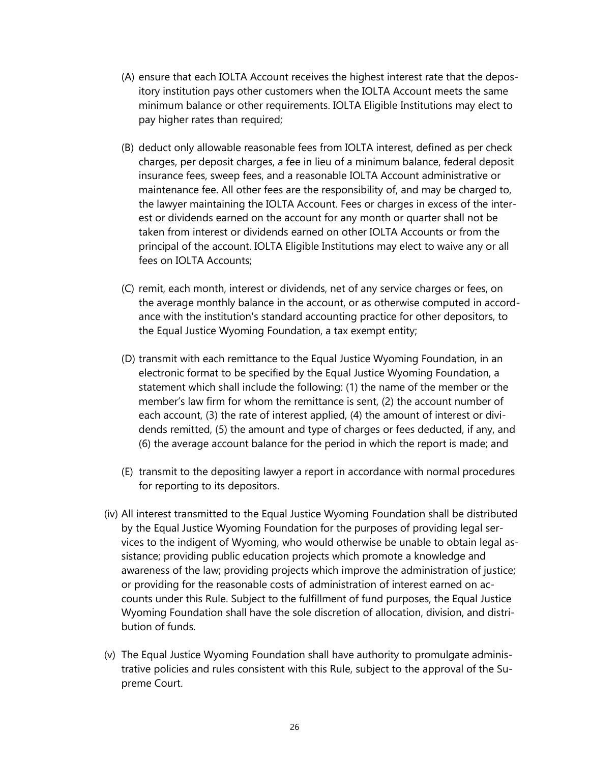(A) ensure that each IOLTA Account receives the highest interest rate that the depository institution pays other customers when the IOLTA Account meets the same minimum balance or other requirements. IOLTA Eligible Institutions may elect to pay higher rates than required;

(B) deduct only allowable reasonable fees from IOLTA interest, defined as per check charges, per deposit charges, a fee in lieu of a minimum balance, federal deposit insurance fees, sweep fees, and a reasonable IOLTA Account administrative or maintenance fee. All other fees are the responsibility of, and may be charged to, the lawyer maintaining the IOLTA Account. Fees or charges in excess of the interest or dividends earned on the account for any month or quarter shall not be taken from interest or dividends earned on other IOLTA Accounts or from the principal of the account. IOLTA Eligible Institutions may elect to waive any or all fees on IOLTA Accounts;

(C) remit, each month, interest or dividends, net of any service charges or fees, on the average monthly balance in the account, or as otherwise computed in accordance with the institution's standard accounting practice for other depositors, to the Equal Justice Wyoming Foundation, a tax exempt entity;

(D) transmit with each remittance to the Equal Justice Wyoming Foundation, in an electronic format to be specified by the Equal Justice Wyoming Foundation, a statement which shall include the following: (1) the name of the member or the member's law firm for whom the remittance is sent, (2) the account number of each account, (3) the rate of interest applied, (4) the amount of interest or dividends remitted, (5) the amount and type of charges or fees deducted, if any, and (6) the average account balance for the period in which the report is made; and

(E) transmit to the depositing lawyer a report in accordance with normal procedures for reporting to its depositors.

(iv) All interest transmitted to the Equal Justice Wyoming Foundation shall be distributed by the Equal Justice Wyoming Foundation for the purposes of providing legal services to the indigent of Wyoming, who would otherwise be unable to obtain legal assistance; providing public education projects which promote a knowledge and awareness of the law; providing projects which improve the administration of justice; or providing for the reasonable costs of administration of interest earned on accounts under this Rule. Subject to the fulfillment of fund purposes, the Equal Justice Wyoming Foundation shall have the sole discretion of allocation, division, and distribution of funds.

(v) The Equal Justice Wyoming Foundation shall have authority to promulgate administrative policies and rules consistent with this Rule, subject to the approval of the Supreme Court.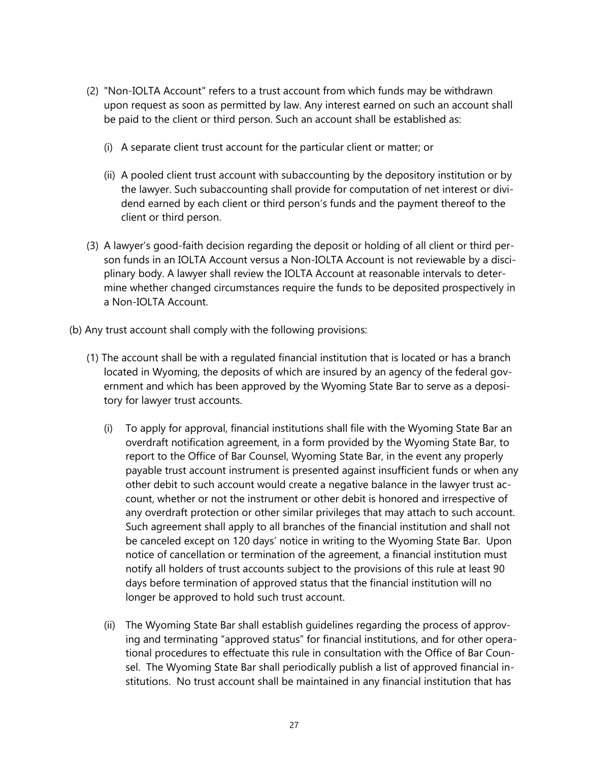(2) "Non-IOLTA Account" refers to a trust account from which funds may be withdrawn upon request as soon as permitted by law. Any interest earned on such an account shall be paid to the client or third person. Such an account shall be established as:

   (i) A separate client trust account for the particular client or matter; or

   (ii) A pooled client trust account with subaccounting by the depository institution or by the lawyer. Such subaccounting shall provide for computation of net interest or dividend earned by each client or third person's funds and the payment thereof to the client or third person.

(3) A lawyer's good-faith decision regarding the deposit or holding of all client or third person funds in an IOLTA Account versus a Non-IOLTA Account is not reviewable by a disciplinary body. A lawyer shall review the IOLTA Account at reasonable intervals to determine whether changed circumstances require the funds to be deposited prospectively in a Non-IOLTA Account.

(b) Any trust account shall comply with the following provisions:

(1) The account shall be with a regulated financial institution that is located or has a branch located in Wyoming, the deposits of which are insured by an agency of the federal government and which has been approved by the Wyoming State Bar to serve as a depository for lawyer trust accounts.

   (i) To apply for approval, financial institutions shall file with the Wyoming State Bar an overdraft notification agreement, in a form provided by the Wyoming State Bar, to report to the Office of Bar Counsel, Wyoming State Bar, in the event any properly payable trust account instrument is presented against insufficient funds or when any other debit to such account would create a negative balance in the lawyer trust account, whether or not the instrument or other debit is honored and irrespective of any overdraft protection or other similar privileges that may attach to such account. Such agreement shall apply to all branches of the financial institution and shall not be canceled except on 120 days' notice in writing to the Wyoming State Bar. Upon notice of cancellation or termination of the agreement, a financial institution must notify all holders of trust accounts subject to the provisions of this rule at least 90 days before termination of approved status that the financial institution will no longer be approved to hold such trust account.

   (ii) The Wyoming State Bar shall establish guidelines regarding the process of approving and terminating "approved status" for financial institutions, and for other operational procedures to effectuate this rule in consultation with the Office of Bar Counsel. The Wyoming State Bar shall periodically publish a list of approved financial institutions. No trust account shall be maintained in any financial institution that has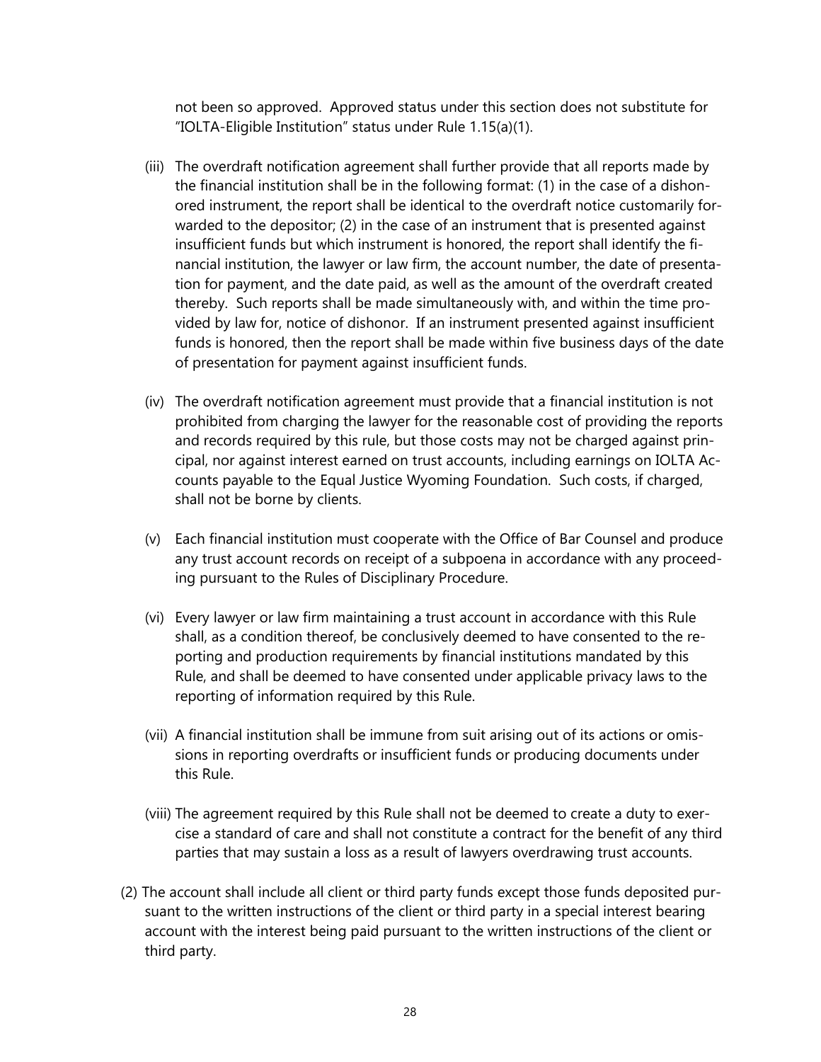not been so approved. Approved status under this section does not substitute for "IOLTA-Eligible Institution" status under Rule 1.15(a)(1).

(iii) The overdraft notification agreement shall further provide that all reports made by the financial institution shall be in the following format: (1) in the case of a dishonored instrument, the report shall be identical to the overdraft notice customarily forwarded to the depositor; (2) in the case of an instrument that is presented against insufficient funds but which instrument is honored, the report shall identify the financial institution, the lawyer or law firm, the account number, the date of presentation for payment, and the date paid, as well as the amount of the overdraft created thereby. Such reports shall be made simultaneously with, and within the time provided by law for, notice of dishonor. If an instrument presented against insufficient funds is honored, then the report shall be made within five business days of the date of presentation for payment against insufficient funds.

(iv) The overdraft notification agreement must provide that a financial institution is not prohibited from charging the lawyer for the reasonable cost of providing the reports and records required by this rule, but those costs may not be charged against principal, nor against interest earned on trust accounts, including earnings on IOLTA Accounts payable to the Equal Justice Wyoming Foundation. Such costs, if charged, shall not be borne by clients.

(v) Each financial institution must cooperate with the Office of Bar Counsel and produce any trust account records on receipt of a subpoena in accordance with any proceeding pursuant to the Rules of Disciplinary Procedure.

(vi) Every lawyer or law firm maintaining a trust account in accordance with this Rule shall, as a condition thereof, be conclusively deemed to have consented to the reporting and production requirements by financial institutions mandated by this Rule, and shall be deemed to have consented under applicable privacy laws to the reporting of information required by this Rule.

(vii) A financial institution shall be immune from suit arising out of its actions or omissions in reporting overdrafts or insufficient funds or producing documents under this Rule.

(viii) The agreement required by this Rule shall not be deemed to create a duty to exercise a standard of care and shall not constitute a contract for the benefit of any third parties that may sustain a loss as a result of lawyers overdrawing trust accounts.

(2) The account shall include all client or third party funds except those funds deposited pursuant to the written instructions of the client or third party in a special interest bearing account with the interest being paid pursuant to the written instructions of the client or third party.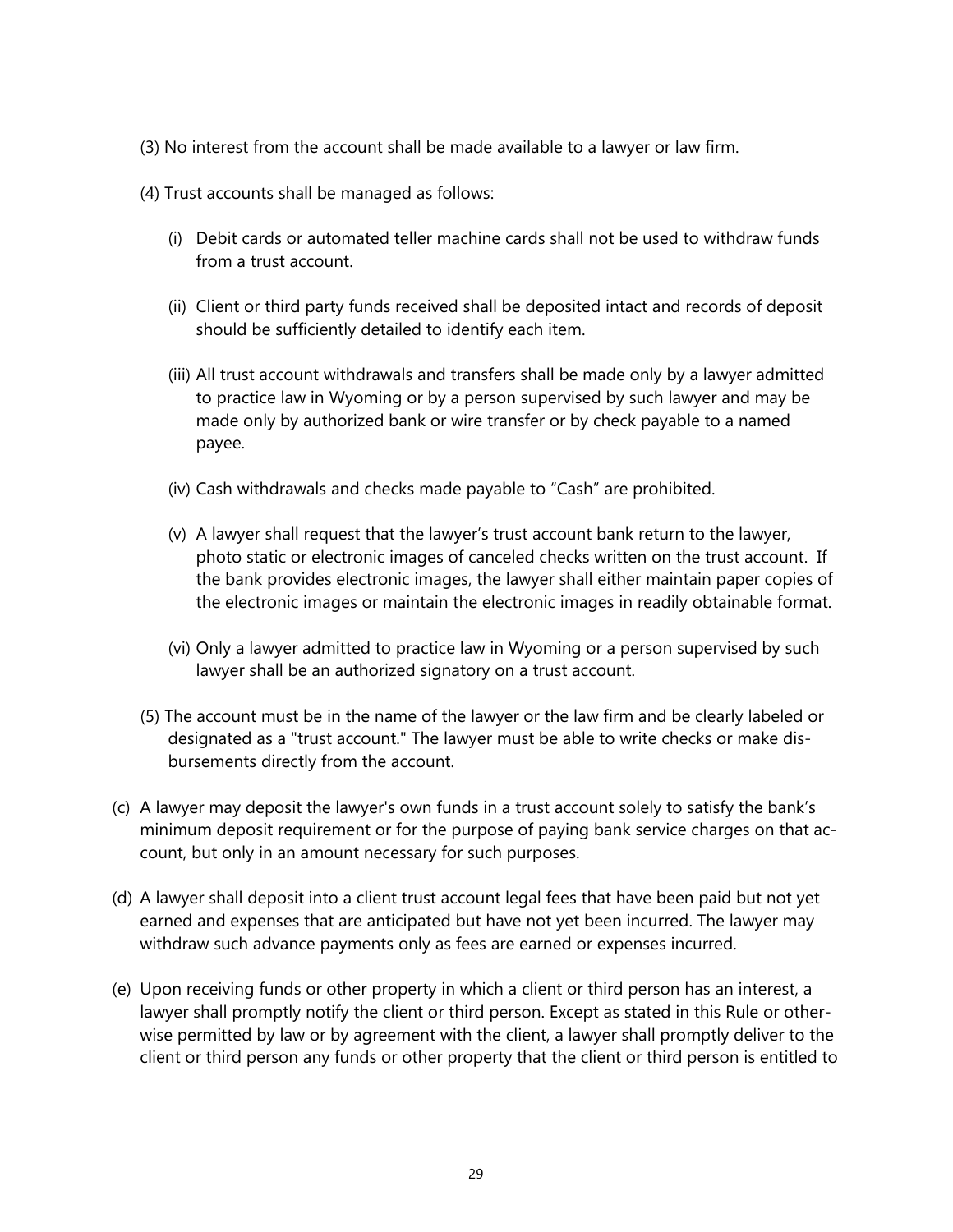(3) No interest from the account shall be made available to a lawyer or law firm.

(4) Trust accounts shall be managed as follows:

(i) Debit cards or automated teller machine cards shall not be used to withdraw funds from a trust account.

(ii) Client or third party funds received shall be deposited intact and records of deposit should be sufficiently detailed to identify each item.

(iii) All trust account withdrawals and transfers shall be made only by a lawyer admitted to practice law in Wyoming or by a person supervised by such lawyer and may be made only by authorized bank or wire transfer or by check payable to a named payee.

(iv) Cash withdrawals and checks made payable to "Cash" are prohibited.

(v) A lawyer shall request that the lawyer's trust account bank return to the lawyer, photo static or electronic images of canceled checks written on the trust account. If the bank provides electronic images, the lawyer shall either maintain paper copies of the electronic images or maintain the electronic images in readily obtainable format.

(vi) Only a lawyer admitted to practice law in Wyoming or a person supervised by such lawyer shall be an authorized signatory on a trust account.

(5) The account must be in the name of the lawyer or the law firm and be clearly labeled or designated as a "trust account." The lawyer must be able to write checks or make disbursements directly from the account.

(c) A lawyer may deposit the lawyer's own funds in a trust account solely to satisfy the bank's minimum deposit requirement or for the purpose of paying bank service charges on that account, but only in an amount necessary for such purposes.

(d) A lawyer shall deposit into a client trust account legal fees that have been paid but not yet earned and expenses that are anticipated but have not yet been incurred. The lawyer may withdraw such advance payments only as fees are earned or expenses incurred.

(e) Upon receiving funds or other property in which a client or third person has an interest, a lawyer shall promptly notify the client or third person. Except as stated in this Rule or otherwise permitted by law or by agreement with the client, a lawyer shall promptly deliver to the client or third person any funds or other property that the client or third person is entitled to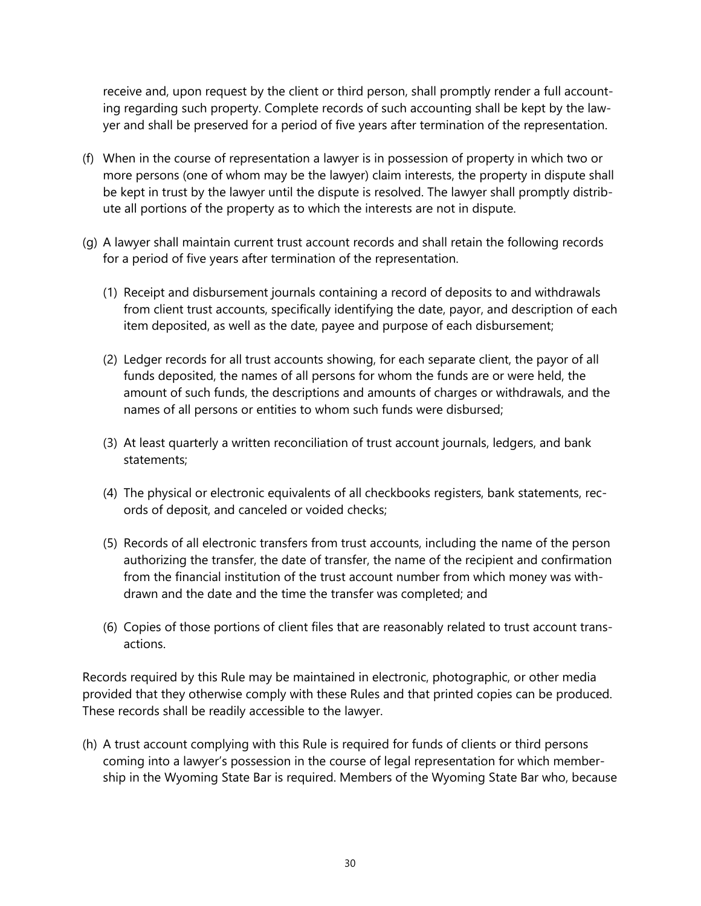receive and, upon request by the client or third person, shall promptly render a full accounting regarding such property. Complete records of such accounting shall be kept by the lawyer and shall be preserved for a period of five years after termination of the representation.

(f) When in the course of representation a lawyer is in possession of property in which two or more persons (one of whom may be the lawyer) claim interests, the property in dispute shall be kept in trust by the lawyer until the dispute is resolved. The lawyer shall promptly distribute all portions of the property as to which the interests are not in dispute.

(g) A lawyer shall maintain current trust account records and shall retain the following records for a period of five years after termination of the representation.

   (1) Receipt and disbursement journals containing a record of deposits to and withdrawals from client trust accounts, specifically identifying the date, payor, and description of each item deposited, as well as the date, payee and purpose of each disbursement;

   (2) Ledger records for all trust accounts showing, for each separate client, the payor of all funds deposited, the names of all persons for whom the funds are or were held, the amount of such funds, the descriptions and amounts of charges or withdrawals, and the names of all persons or entities to whom such funds were disbursed;

   (3) At least quarterly a written reconciliation of trust account journals, ledgers, and bank statements;

   (4) The physical or electronic equivalents of all checkbooks registers, bank statements, records of deposit, and canceled or voided checks;

   (5) Records of all electronic transfers from trust accounts, including the name of the person authorizing the transfer, the date of transfer, the name of the recipient and confirmation from the financial institution of the trust account number from which money was withdrawn and the date and the time the transfer was completed; and

   (6) Copies of those portions of client files that are reasonably related to trust account transactions.

Records required by this Rule may be maintained in electronic, photographic, or other media provided that they otherwise comply with these Rules and that printed copies can be produced. These records shall be readily accessible to the lawyer.

(h) A trust account complying with this Rule is required for funds of clients or third persons coming into a lawyer's possession in the course of legal representation for which membership in the Wyoming State Bar is required. Members of the Wyoming State Bar who, because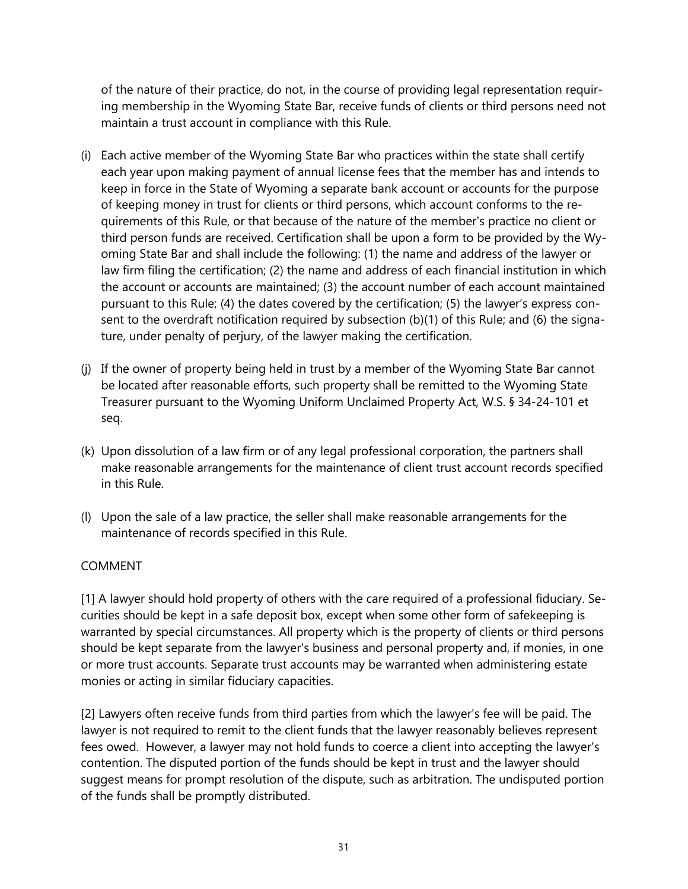of the nature of their practice, do not, in the course of providing legal representation requiring membership in the Wyoming State Bar, receive funds of clients or third persons need not maintain a trust account in compliance with this Rule.

(i) Each active member of the Wyoming State Bar who practices within the state shall certify each year upon making payment of annual license fees that the member has and intends to keep in force in the State of Wyoming a separate bank account or accounts for the purpose of keeping money in trust for clients or third persons, which account conforms to the requirements of this Rule, or that because of the nature of the member's practice no client or third person funds are received. Certification shall be upon a form to be provided by the Wyoming State Bar and shall include the following: (1) the name and address of the lawyer or law firm filing the certification; (2) the name and address of each financial institution in which the account or accounts are maintained; (3) the account number of each account maintained pursuant to this Rule; (4) the dates covered by the certification; (5) the lawyer's express consent to the overdraft notification required by subsection (b)(1) of this Rule; and (6) the signature, under penalty of perjury, of the lawyer making the certification.

(j) If the owner of property being held in trust by a member of the Wyoming State Bar cannot be located after reasonable efforts, such property shall be remitted to the Wyoming State Treasurer pursuant to the Wyoming Uniform Unclaimed Property Act, W.S. § 34-24-101 et seq.

(k) Upon dissolution of a law firm or of any legal professional corporation, the partners shall make reasonable arrangements for the maintenance of client trust account records specified in this Rule.

(l) Upon the sale of a law practice, the seller shall make reasonable arrangements for the maintenance of records specified in this Rule.

COMMENT

[1] A lawyer should hold property of others with the care required of a professional fiduciary. Securities should be kept in a safe deposit box, except when some other form of safekeeping is warranted by special circumstances. All property which is the property of clients or third persons should be kept separate from the lawyer's business and personal property and, if monies, in one or more trust accounts. Separate trust accounts may be warranted when administering estate monies or acting in similar fiduciary capacities.

[2] Lawyers often receive funds from third parties from which the lawyer's fee will be paid. The lawyer is not required to remit to the client funds that the lawyer reasonably believes represent fees owed. However, a lawyer may not hold funds to coerce a client into accepting the lawyer's contention. The disputed portion of the funds should be kept in trust and the lawyer should suggest means for prompt resolution of the dispute, such as arbitration. The undisputed portion of the funds shall be promptly distributed.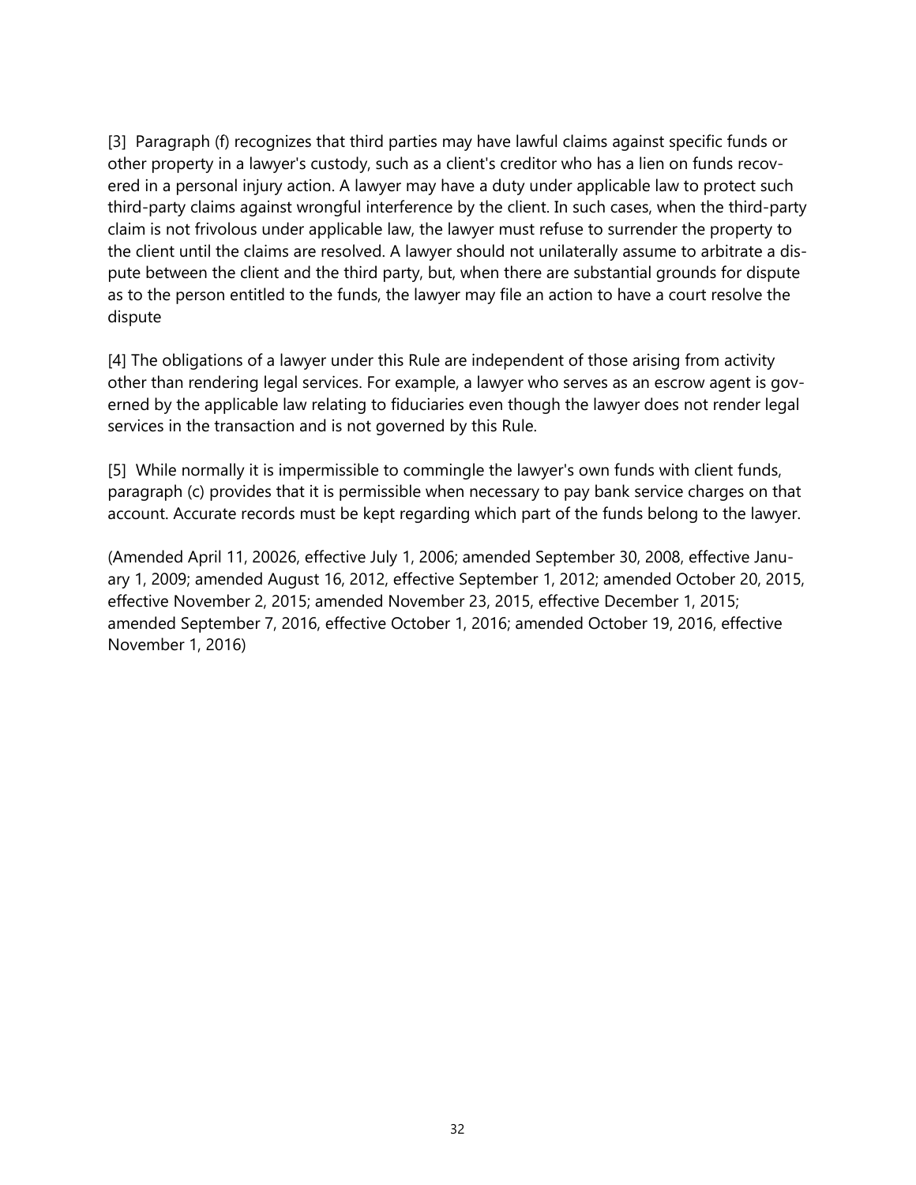[3] Paragraph (f) recognizes that third parties may have lawful claims against specific funds or other property in a lawyer's custody, such as a client's creditor who has a lien on funds recovered in a personal injury action. A lawyer may have a duty under applicable law to protect such third-party claims against wrongful interference by the client. In such cases, when the third-party claim is not frivolous under applicable law, the lawyer must refuse to surrender the property to the client until the claims are resolved. A lawyer should not unilaterally assume to arbitrate a dispute between the client and the third party, but, when there are substantial grounds for dispute as to the person entitled to the funds, the lawyer may file an action to have a court resolve the dispute

[4] The obligations of a lawyer under this Rule are independent of those arising from activity other than rendering legal services. For example, a lawyer who serves as an escrow agent is governed by the applicable law relating to fiduciaries even though the lawyer does not render legal services in the transaction and is not governed by this Rule.

[5] While normally it is impermissible to commingle the lawyer's own funds with client funds, paragraph (c) provides that it is permissible when necessary to pay bank service charges on that account. Accurate records must be kept regarding which part of the funds belong to the lawyer.

(Amended April 11, 20026, effective July 1, 2006; amended September 30, 2008, effective January 1, 2009; amended August 16, 2012, effective September 1, 2012; amended October 20, 2015, effective November 2, 2015; amended November 23, 2015, effective December 1, 2015; amended September 7, 2016, effective October 1, 2016; amended October 19, 2016, effective November 1, 2016)